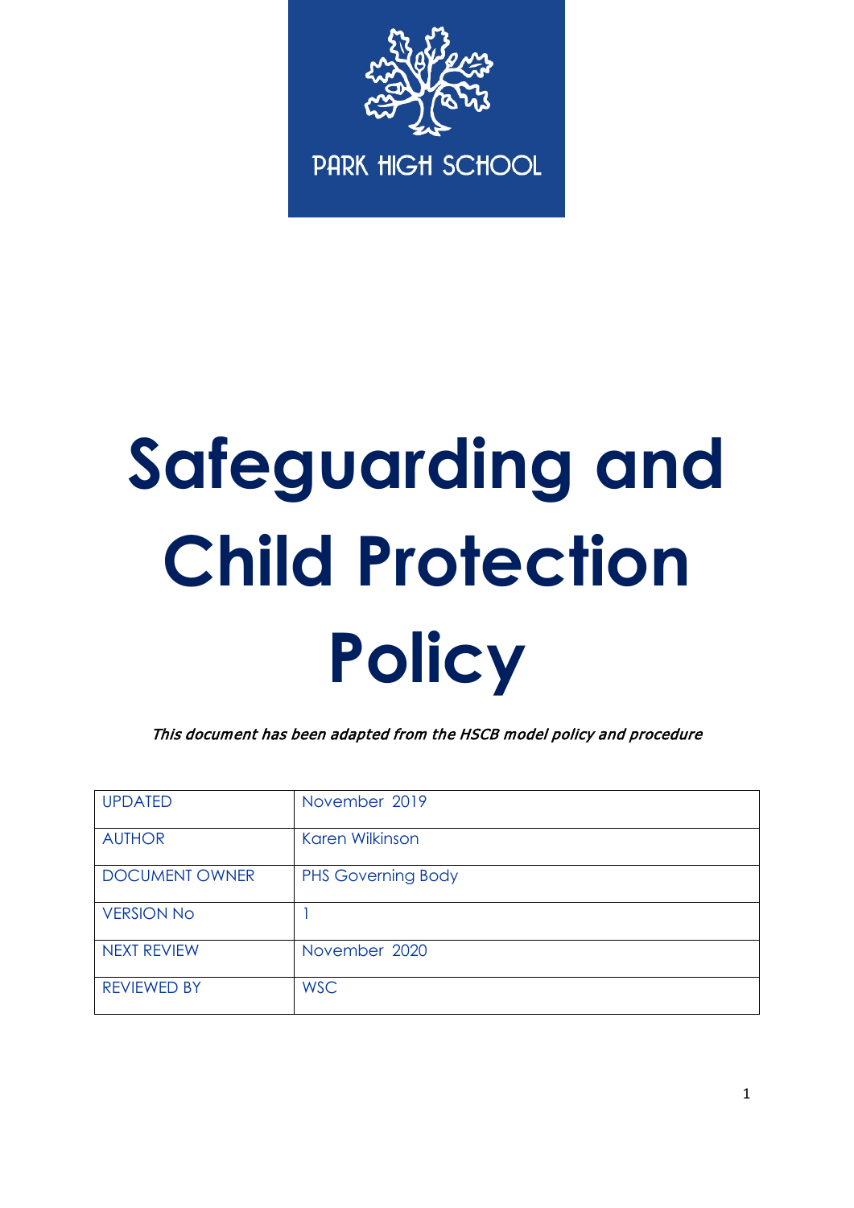PARK HIGH SCHOOL

# Safeguarding and Child Protection Policy

*This document has been adapted from the HSCB model policy and procedure*

| UPDATED | November 2019 |
| --- | --- |
| AUTHOR | Karen Wilkinson |
| DOCUMENT OWNER | PHS Governing Body |
| VERSION No | 1 |
| NEXT REVIEW | November 2020 |
| REVIEWED BY | WSC |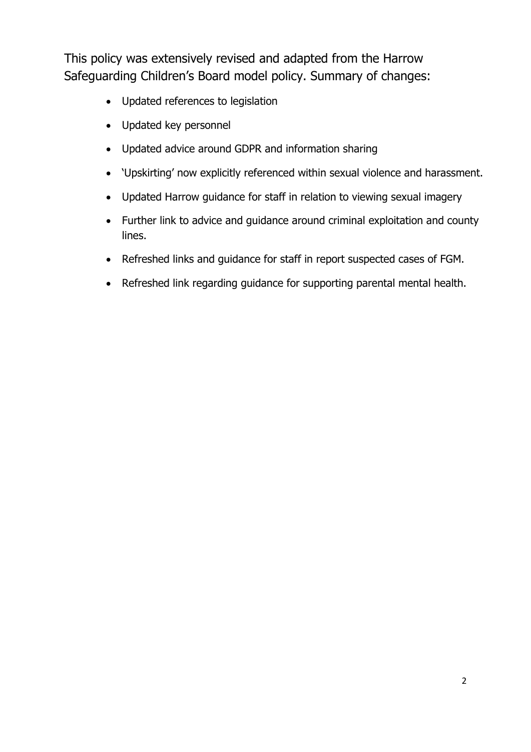This policy was extensively revised and adapted from the Harrow Safeguarding Children's Board model policy. Summary of changes:

- Updated references to legislation
- Updated key personnel
- Updated advice around GDPR and information sharing
- 'Upskirting' now explicitly referenced within sexual violence and harassment.
- Updated Harrow guidance for staff in relation to viewing sexual imagery
- Further link to advice and guidance around criminal exploitation and county lines.
- Refreshed links and guidance for staff in report suspected cases of FGM.
- Refreshed link regarding guidance for supporting parental mental health.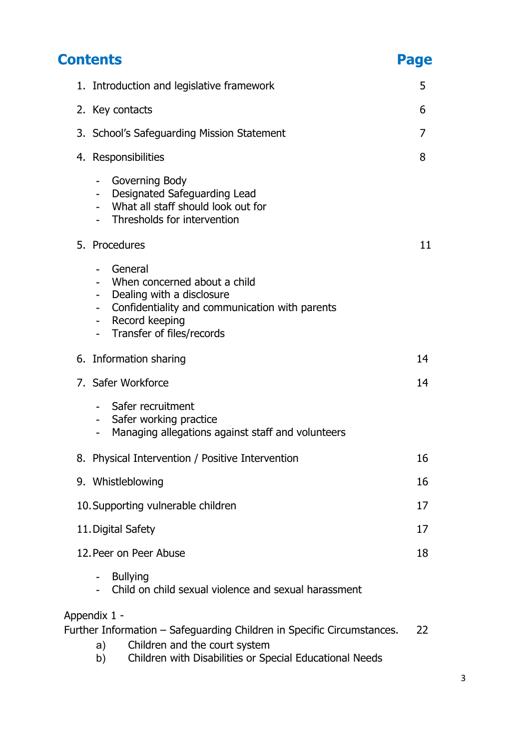# Contents

| | Page |
|---|---|
| 1. Introduction and legislative framework | 5 |
| 2. Key contacts | 6 |
| 3. School's Safeguarding Mission Statement | 7 |
| 4. Responsibilities | 8 |
| - Governing Body<br>- Designated Safeguarding Lead<br>- What all staff should look out for<br>- Thresholds for intervention | |
| 5. Procedures | 11 |
| - General<br>- When concerned about a child<br>- Dealing with a disclosure<br>- Confidentiality and communication with parents<br>- Record keeping<br>- Transfer of files/records | |
| 6. Information sharing | 14 |
| 7. Safer Workforce | 14 |
| - Safer recruitment<br>- Safer working practice<br>- Managing allegations against staff and volunteers | |
| 8. Physical Intervention / Positive Intervention | 16 |
| 9. Whistleblowing | 16 |
| 10. Supporting vulnerable children | 17 |
| 11. Digital Safety | 17 |
| 12. Peer on Peer Abuse | 18 |
| - Bullying<br>- Child on child sexual violence and sexual harassment | |
| Appendix 1 -<br>Further Information – Safeguarding Children in Specific Circumstances. | 22 |
| a) Children and the court system<br>b) Children with Disabilities or Special Educational Needs | |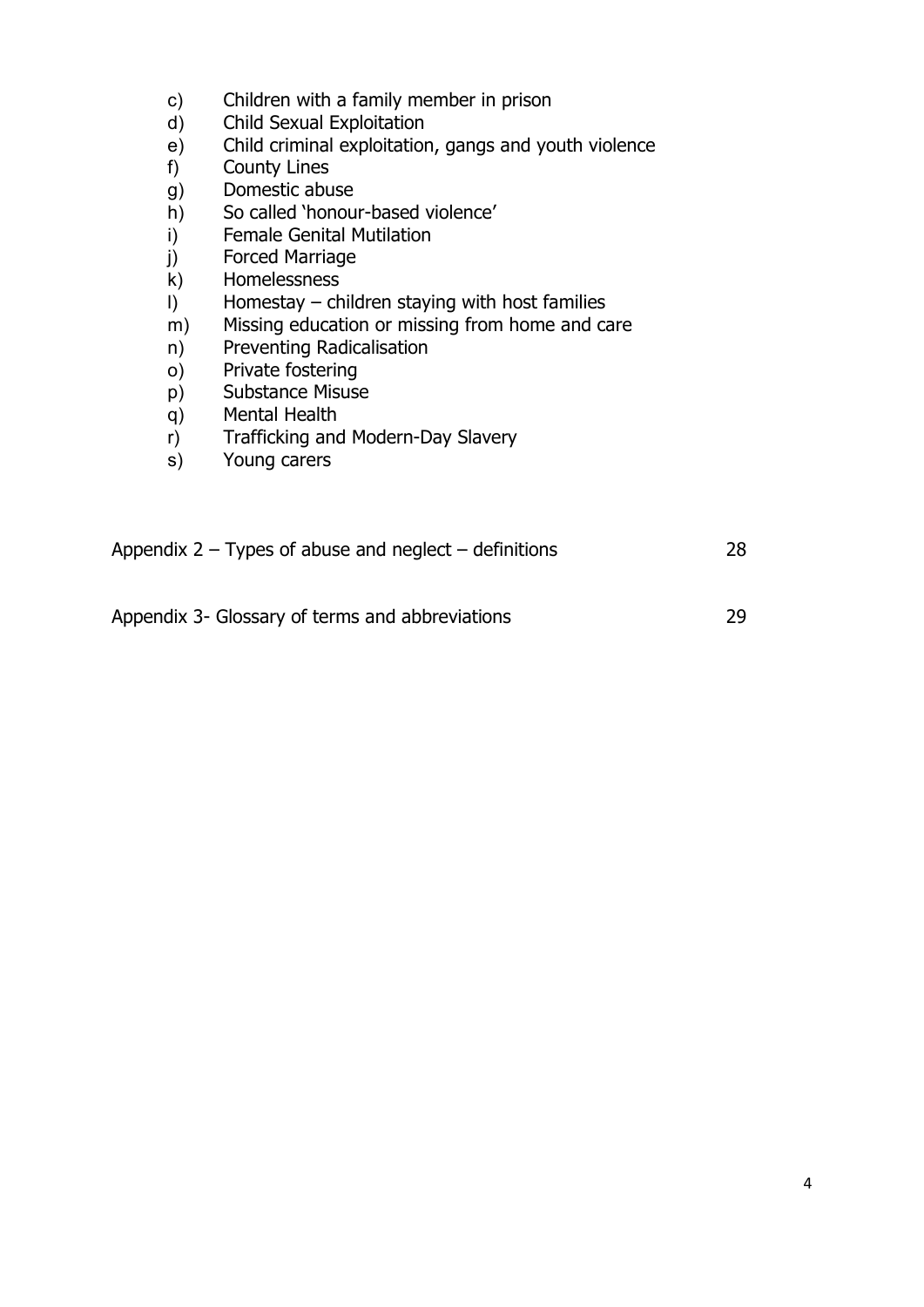c) Children with a family member in prison
d) Child Sexual Exploitation
e) Child criminal exploitation, gangs and youth violence
f) County Lines
g) Domestic abuse
h) So called 'honour-based violence'
i) Female Genital Mutilation
j) Forced Marriage
k) Homelessness
l) Homestay – children staying with host families
m) Missing education or missing from home and care
n) Preventing Radicalisation
o) Private fostering
p) Substance Misuse
q) Mental Health
r) Trafficking and Modern-Day Slavery
s) Young carers

Appendix 2 – Types of abuse and neglect – definitions 28

Appendix 3- Glossary of terms and abbreviations 29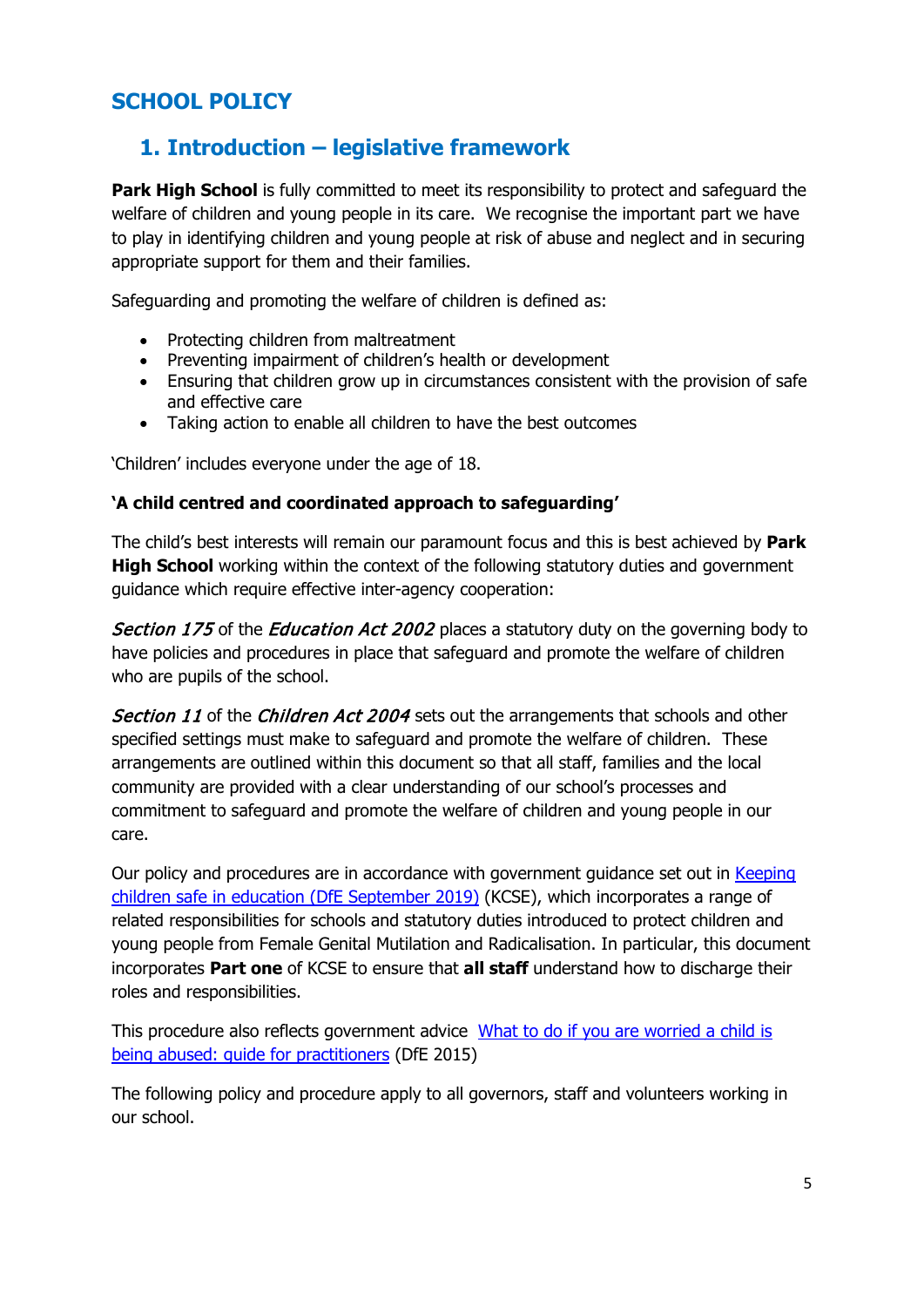# SCHOOL POLICY

## 1. Introduction – legislative framework

**Park High School** is fully committed to meet its responsibility to protect and safeguard the welfare of children and young people in its care. We recognise the important part we have to play in identifying children and young people at risk of abuse and neglect and in securing appropriate support for them and their families.

Safeguarding and promoting the welfare of children is defined as:

- Protecting children from maltreatment
- Preventing impairment of children's health or development
- Ensuring that children grow up in circumstances consistent with the provision of safe and effective care
- Taking action to enable all children to have the best outcomes

'Children' includes everyone under the age of 18.

**'A child centred and coordinated approach to safeguarding'**

The child's best interests will remain our paramount focus and this is best achieved by **Park High School** working within the context of the following statutory duties and government guidance which require effective inter-agency cooperation:

*Section 175* of the *Education Act 2002* places a statutory duty on the governing body to have policies and procedures in place that safeguard and promote the welfare of children who are pupils of the school.

*Section 11* of the *Children Act 2004* sets out the arrangements that schools and other specified settings must make to safeguard and promote the welfare of children. These arrangements are outlined within this document so that all staff, families and the local community are provided with a clear understanding of our school's processes and commitment to safeguard and promote the welfare of children and young people in our care.

Our policy and procedures are in accordance with government guidance set out in [Keeping children safe in education (DfE September 2019)] (KCSE), which incorporates a range of related responsibilities for schools and statutory duties introduced to protect children and young people from Female Genital Mutilation and Radicalisation. In particular, this document incorporates **Part one** of KCSE to ensure that **all staff** understand how to discharge their roles and responsibilities.

This procedure also reflects government advice [What to do if you are worried a child is being abused: guide for practitioners] (DfE 2015)

The following policy and procedure apply to all governors, staff and volunteers working in our school.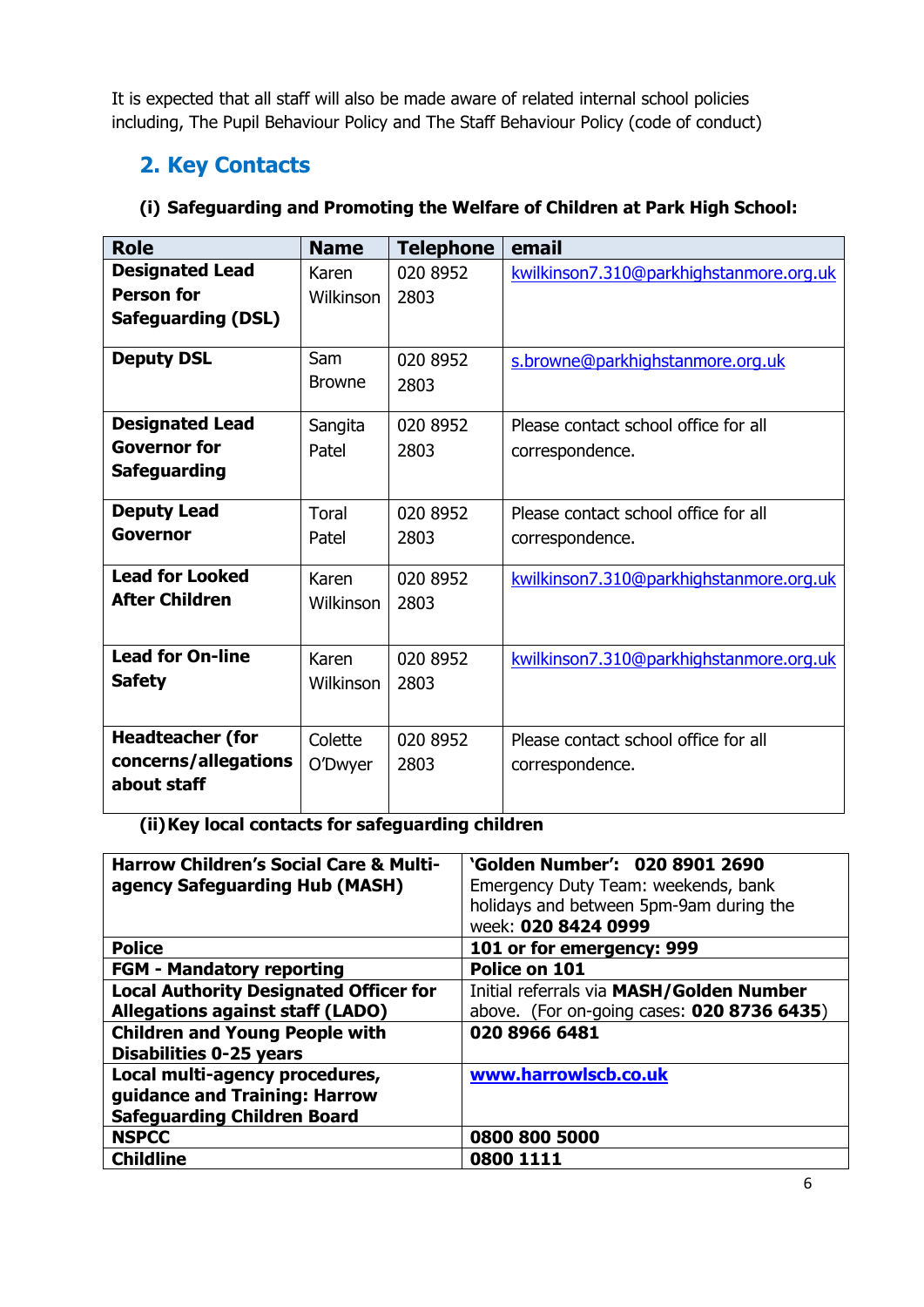It is expected that all staff will also be made aware of related internal school policies including, The Pupil Behaviour Policy and The Staff Behaviour Policy (code of conduct)

## 2. Key Contacts

### (i) Safeguarding and Promoting the Welfare of Children at Park High School:

| Role | Name | Telephone | email |
|---|---|---|---|
| **Designated Lead Person for Safeguarding (DSL)** | Karen Wilkinson | 020 8952 2803 | kwilkinson7.310@parkhighstanmore.org.uk |
| **Deputy DSL** | Sam Browne | 020 8952 2803 | s.browne@parkhighstanmore.org.uk |
| **Designated Lead Governor for Safeguarding** | Sangita Patel | 020 8952 2803 | Please contact school office for all correspondence. |
| **Deputy Lead Governor** | Toral Patel | 020 8952 2803 | Please contact school office for all correspondence. |
| **Lead for Looked After Children** | Karen Wilkinson | 020 8952 2803 | kwilkinson7.310@parkhighstanmore.org.uk |
| **Lead for On-line Safety** | Karen Wilkinson | 020 8952 2803 | kwilkinson7.310@parkhighstanmore.org.uk |
| **Headteacher (for concerns/allegations about staff** | Colette O'Dwyer | 020 8952 2803 | Please contact school office for all correspondence. |

### (ii) Key local contacts for safeguarding children

| | |
|---|---|
| **Harrow Children's Social Care & Multi-agency Safeguarding Hub (MASH)** | **'Golden Number': 020 8901 2690** Emergency Duty Team: weekends, bank holidays and between 5pm-9am during the week: **020 8424 0999** |
| **Police** | **101 or for emergency: 999** |
| **FGM - Mandatory reporting** | **Police on 101** |
| **Local Authority Designated Officer for Allegations against staff (LADO)** | Initial referrals via **MASH/Golden Number** above. (For on-going cases: **020 8736 6435**) |
| **Children and Young People with Disabilities 0-25 years** | **020 8966 6481** |
| **Local multi-agency procedures, guidance and Training: Harrow Safeguarding Children Board** | **www.harrowlscb.co.uk** |
| **NSPCC** | **0800 800 5000** |
| **Childline** | **0800 1111** |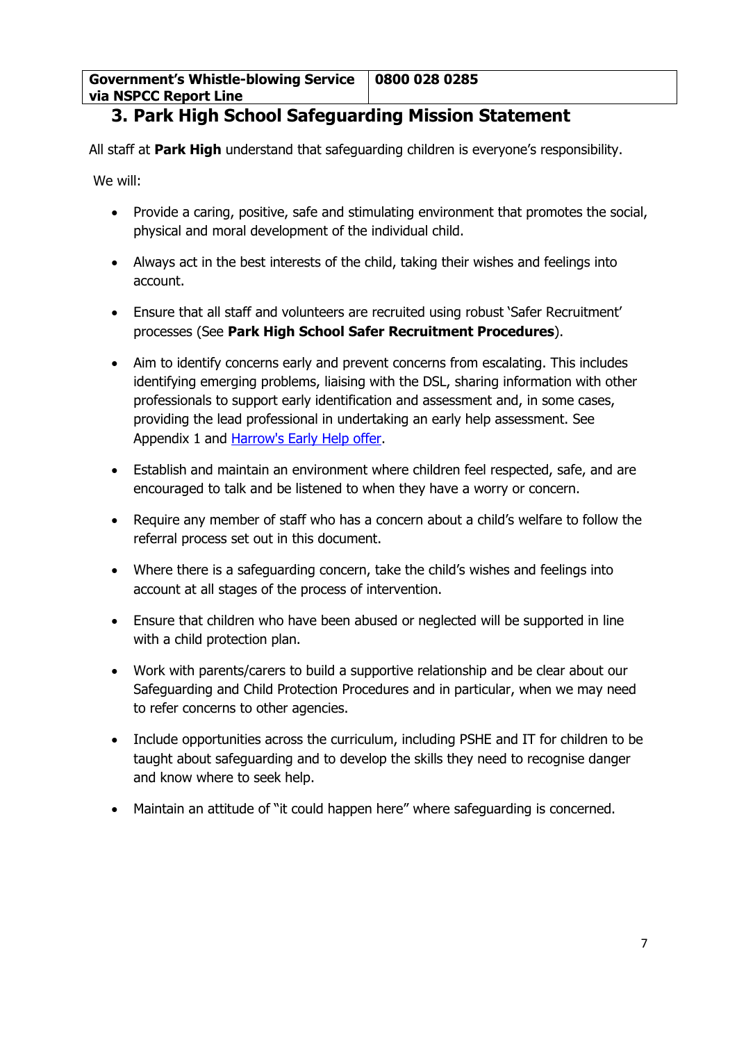| Government's Whistle-blowing Service via NSPCC Report Line | 0800 028 0285 |
|---|---|

## 3. Park High School Safeguarding Mission Statement

All staff at **Park High** understand that safeguarding children is everyone's responsibility.

We will:

- Provide a caring, positive, safe and stimulating environment that promotes the social, physical and moral development of the individual child.
- Always act in the best interests of the child, taking their wishes and feelings into account.
- Ensure that all staff and volunteers are recruited using robust 'Safer Recruitment' processes (See **Park High School Safer Recruitment Procedures**).
- Aim to identify concerns early and prevent concerns from escalating. This includes identifying emerging problems, liaising with the DSL, sharing information with other professionals to support early identification and assessment and, in some cases, providing the lead professional in undertaking an early help assessment. See Appendix 1 and Harrow's Early Help offer.
- Establish and maintain an environment where children feel respected, safe, and are encouraged to talk and be listened to when they have a worry or concern.
- Require any member of staff who has a concern about a child's welfare to follow the referral process set out in this document.
- Where there is a safeguarding concern, take the child's wishes and feelings into account at all stages of the process of intervention.
- Ensure that children who have been abused or neglected will be supported in line with a child protection plan.
- Work with parents/carers to build a supportive relationship and be clear about our Safeguarding and Child Protection Procedures and in particular, when we may need to refer concerns to other agencies.
- Include opportunities across the curriculum, including PSHE and IT for children to be taught about safeguarding and to develop the skills they need to recognise danger and know where to seek help.
- Maintain an attitude of "it could happen here" where safeguarding is concerned.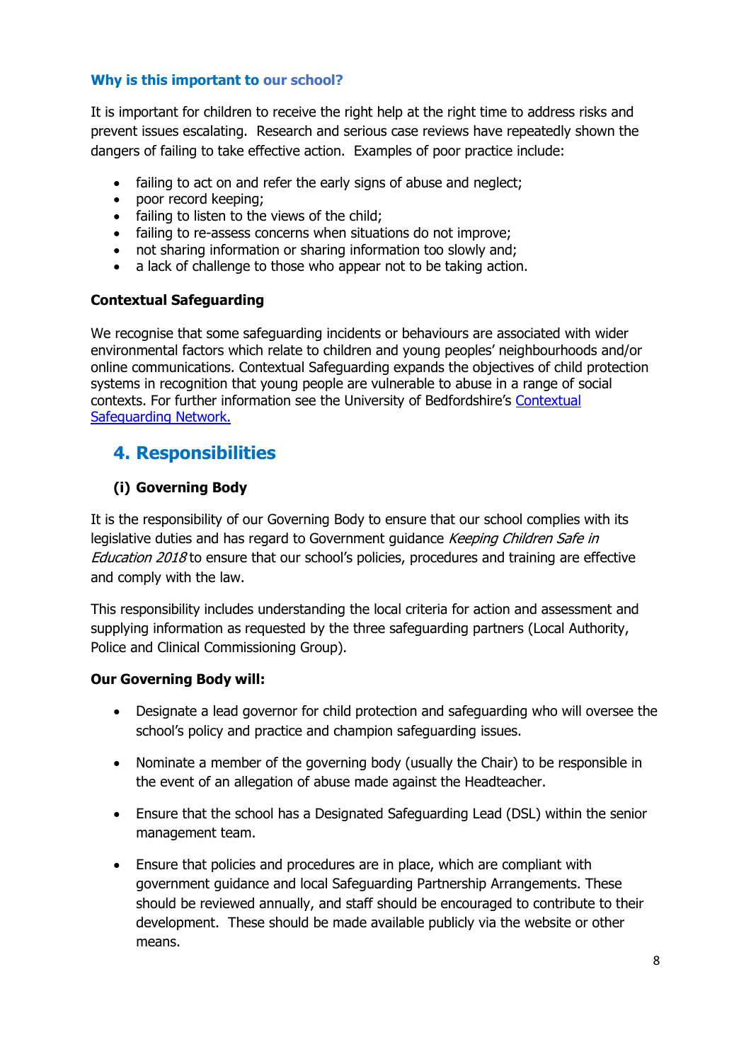### Why is this important to our school?

It is important for children to receive the right help at the right time to address risks and prevent issues escalating. Research and serious case reviews have repeatedly shown the dangers of failing to take effective action. Examples of poor practice include:

- failing to act on and refer the early signs of abuse and neglect;
- poor record keeping;
- failing to listen to the views of the child;
- failing to re-assess concerns when situations do not improve;
- not sharing information or sharing information too slowly and;
- a lack of challenge to those who appear not to be taking action.

**Contextual Safeguarding**

We recognise that some safeguarding incidents or behaviours are associated with wider environmental factors which relate to children and young peoples' neighbourhoods and/or online communications. Contextual Safeguarding expands the objectives of child protection systems in recognition that young people are vulnerable to abuse in a range of social contexts. For further information see the University of Bedfordshire's [Contextual Safeguarding Network.]

## 4. Responsibilities

### (i) Governing Body

It is the responsibility of our Governing Body to ensure that our school complies with its legislative duties and has regard to Government guidance *Keeping Children Safe in Education 2018* to ensure that our school's policies, procedures and training are effective and comply with the law.

This responsibility includes understanding the local criteria for action and assessment and supplying information as requested by the three safeguarding partners (Local Authority, Police and Clinical Commissioning Group).

**Our Governing Body will:**

- Designate a lead governor for child protection and safeguarding who will oversee the school's policy and practice and champion safeguarding issues.
- Nominate a member of the governing body (usually the Chair) to be responsible in the event of an allegation of abuse made against the Headteacher.
- Ensure that the school has a Designated Safeguarding Lead (DSL) within the senior management team.
- Ensure that policies and procedures are in place, which are compliant with government guidance and local Safeguarding Partnership Arrangements. These should be reviewed annually, and staff should be encouraged to contribute to their development. These should be made available publicly via the website or other means.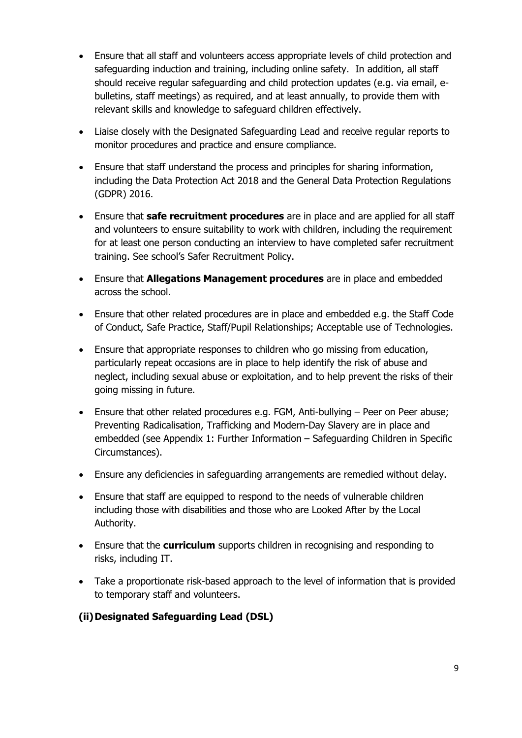- Ensure that all staff and volunteers access appropriate levels of child protection and safeguarding induction and training, including online safety. In addition, all staff should receive regular safeguarding and child protection updates (e.g. via email, e-bulletins, staff meetings) as required, and at least annually, to provide them with relevant skills and knowledge to safeguard children effectively.

- Liaise closely with the Designated Safeguarding Lead and receive regular reports to monitor procedures and practice and ensure compliance.

- Ensure that staff understand the process and principles for sharing information, including the Data Protection Act 2018 and the General Data Protection Regulations (GDPR) 2016.

- Ensure that **safe recruitment procedures** are in place and are applied for all staff and volunteers to ensure suitability to work with children, including the requirement for at least one person conducting an interview to have completed safer recruitment training. See school's Safer Recruitment Policy.

- Ensure that **Allegations Management procedures** are in place and embedded across the school.

- Ensure that other related procedures are in place and embedded e.g. the Staff Code of Conduct, Safe Practice, Staff/Pupil Relationships; Acceptable use of Technologies.

- Ensure that appropriate responses to children who go missing from education, particularly repeat occasions are in place to help identify the risk of abuse and neglect, including sexual abuse or exploitation, and to help prevent the risks of their going missing in future.

- Ensure that other related procedures e.g. FGM, Anti-bullying – Peer on Peer abuse; Preventing Radicalisation, Trafficking and Modern-Day Slavery are in place and embedded (see Appendix 1: Further Information – Safeguarding Children in Specific Circumstances).

- Ensure any deficiencies in safeguarding arrangements are remedied without delay.

- Ensure that staff are equipped to respond to the needs of vulnerable children including those with disabilities and those who are Looked After by the Local Authority.

- Ensure that the **curriculum** supports children in recognising and responding to risks, including IT.

- Take a proportionate risk-based approach to the level of information that is provided to temporary staff and volunteers.

### (ii) Designated Safeguarding Lead (DSL)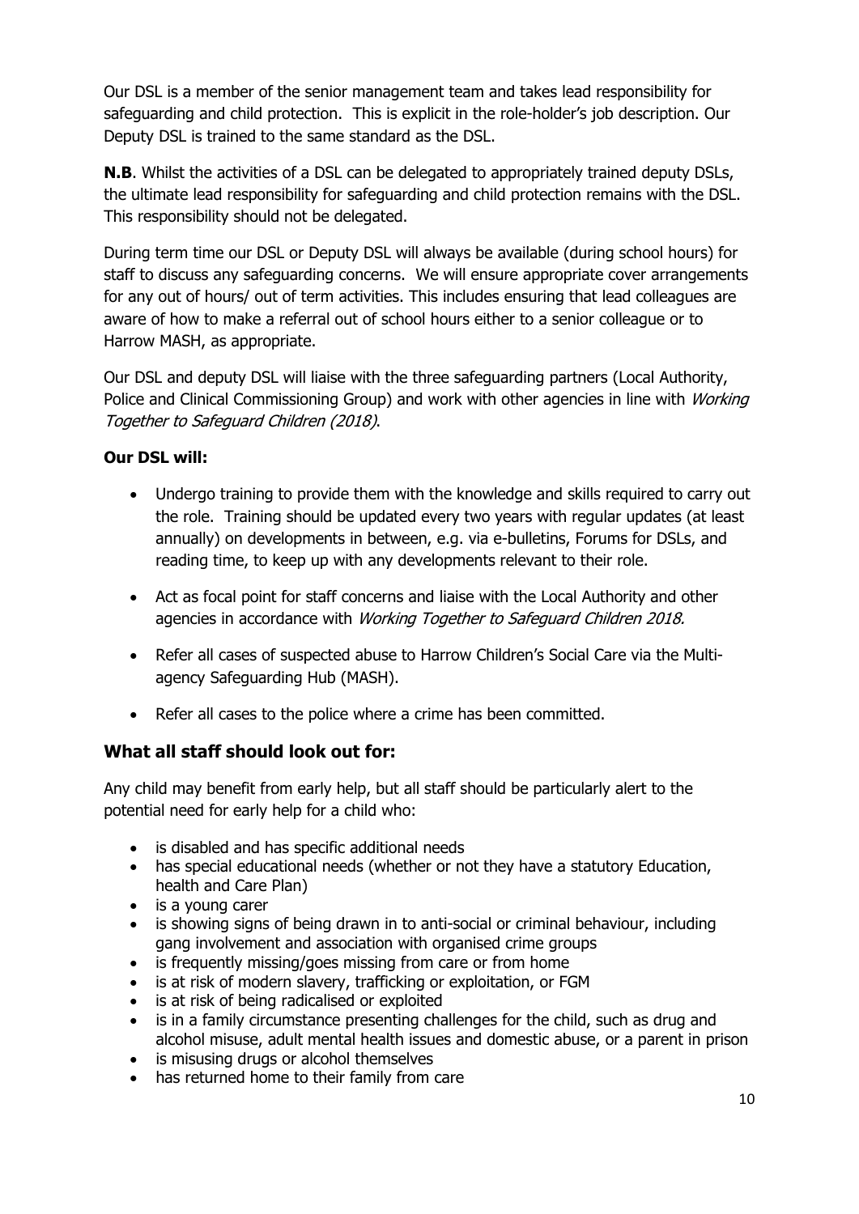Our DSL is a member of the senior management team and takes lead responsibility for safeguarding and child protection. This is explicit in the role-holder's job description. Our Deputy DSL is trained to the same standard as the DSL.

**N.B**. Whilst the activities of a DSL can be delegated to appropriately trained deputy DSLs, the ultimate lead responsibility for safeguarding and child protection remains with the DSL. This responsibility should not be delegated.

During term time our DSL or Deputy DSL will always be available (during school hours) for staff to discuss any safeguarding concerns. We will ensure appropriate cover arrangements for any out of hours/ out of term activities. This includes ensuring that lead colleagues are aware of how to make a referral out of school hours either to a senior colleague or to Harrow MASH, as appropriate.

Our DSL and deputy DSL will liaise with the three safeguarding partners (Local Authority, Police and Clinical Commissioning Group) and work with other agencies in line with *Working Together to Safeguard Children (2018)*.

**Our DSL will:**

- Undergo training to provide them with the knowledge and skills required to carry out the role. Training should be updated every two years with regular updates (at least annually) on developments in between, e.g. via e-bulletins, Forums for DSLs, and reading time, to keep up with any developments relevant to their role.
- Act as focal point for staff concerns and liaise with the Local Authority and other agencies in accordance with *Working Together to Safeguard Children 2018.*
- Refer all cases of suspected abuse to Harrow Children's Social Care via the Multi-agency Safeguarding Hub (MASH).
- Refer all cases to the police where a crime has been committed.

## What all staff should look out for:

Any child may benefit from early help, but all staff should be particularly alert to the potential need for early help for a child who:

- is disabled and has specific additional needs
- has special educational needs (whether or not they have a statutory Education, health and Care Plan)
- is a young carer
- is showing signs of being drawn in to anti-social or criminal behaviour, including gang involvement and association with organised crime groups
- is frequently missing/goes missing from care or from home
- is at risk of modern slavery, trafficking or exploitation, or FGM
- is at risk of being radicalised or exploited
- is in a family circumstance presenting challenges for the child, such as drug and alcohol misuse, adult mental health issues and domestic abuse, or a parent in prison
- is misusing drugs or alcohol themselves
- has returned home to their family from care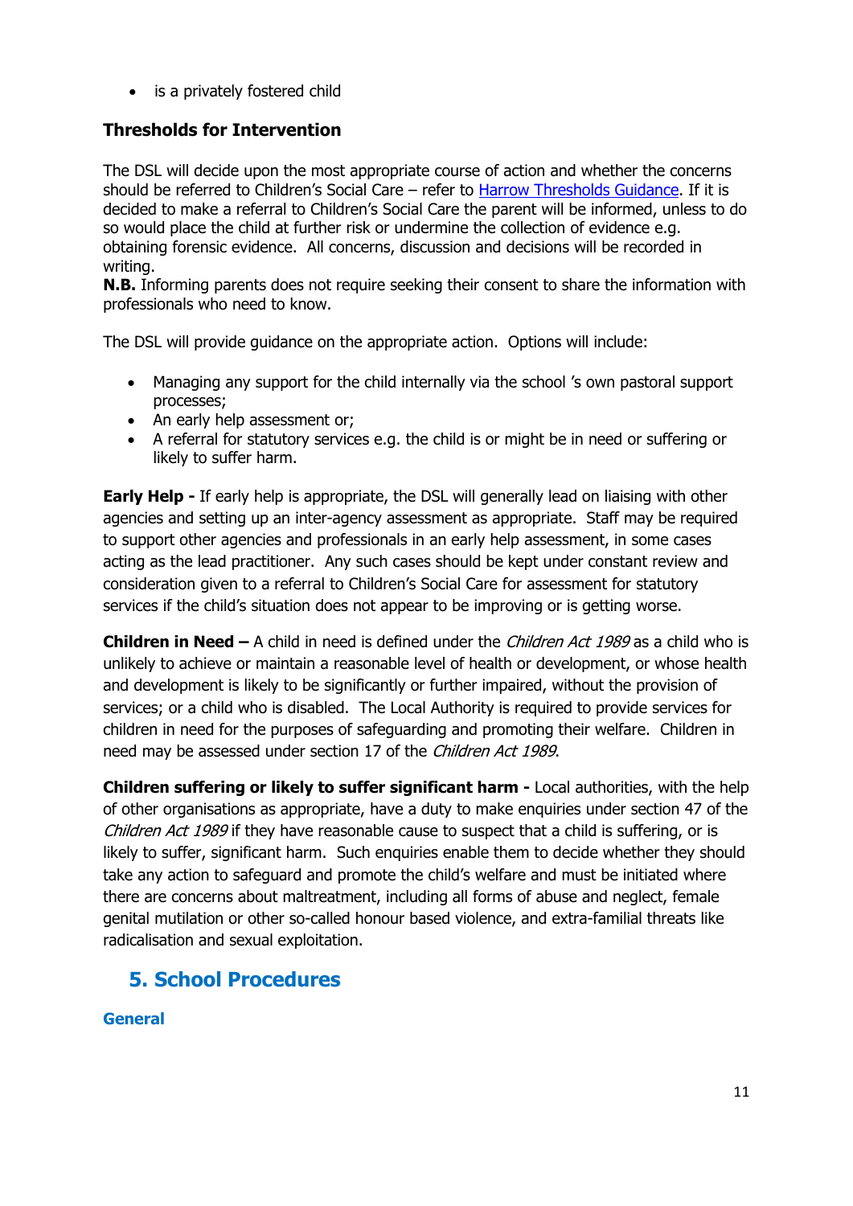- is a privately fostered child

### Thresholds for Intervention

The DSL will decide upon the most appropriate course of action and whether the concerns should be referred to Children's Social Care – refer to Harrow Thresholds Guidance. If it is decided to make a referral to Children's Social Care the parent will be informed, unless to do so would place the child at further risk or undermine the collection of evidence e.g. obtaining forensic evidence. All concerns, discussion and decisions will be recorded in writing.
**N.B.** Informing parents does not require seeking their consent to share the information with professionals who need to know.

The DSL will provide guidance on the appropriate action. Options will include:

- Managing any support for the child internally via the school 's own pastoral support processes;
- An early help assessment or;
- A referral for statutory services e.g. the child is or might be in need or suffering or likely to suffer harm.

**Early Help -** If early help is appropriate, the DSL will generally lead on liaising with other agencies and setting up an inter-agency assessment as appropriate. Staff may be required to support other agencies and professionals in an early help assessment, in some cases acting as the lead practitioner. Any such cases should be kept under constant review and consideration given to a referral to Children's Social Care for assessment for statutory services if the child's situation does not appear to be improving or is getting worse.

**Children in Need –** A child in need is defined under the *Children Act 1989* as a child who is unlikely to achieve or maintain a reasonable level of health or development, or whose health and development is likely to be significantly or further impaired, without the provision of services; or a child who is disabled. The Local Authority is required to provide services for children in need for the purposes of safeguarding and promoting their welfare. Children in need may be assessed under section 17 of the *Children Act 1989*.

**Children suffering or likely to suffer significant harm -** Local authorities, with the help of other organisations as appropriate, have a duty to make enquiries under section 47 of the *Children Act 1989* if they have reasonable cause to suspect that a child is suffering, or is likely to suffer, significant harm. Such enquiries enable them to decide whether they should take any action to safeguard and promote the child's welfare and must be initiated where there are concerns about maltreatment, including all forms of abuse and neglect, female genital mutilation or other so-called honour based violence, and extra-familial threats like radicalisation and sexual exploitation.

## 5. School Procedures

### General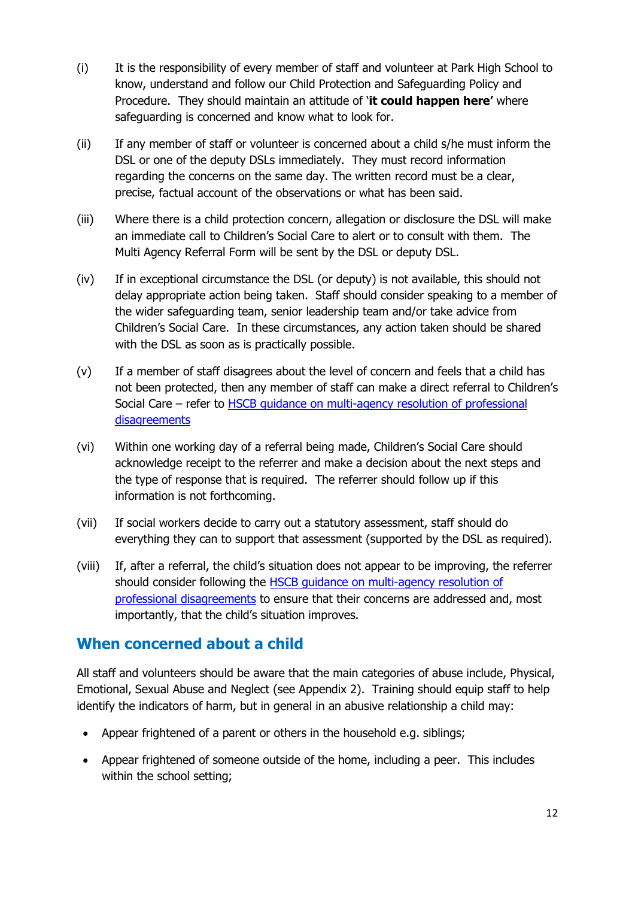(i) It is the responsibility of every member of staff and volunteer at Park High School to know, understand and follow our Child Protection and Safeguarding Policy and Procedure. They should maintain an attitude of '**it could happen here'** where safeguarding is concerned and know what to look for.

(ii) If any member of staff or volunteer is concerned about a child s/he must inform the DSL or one of the deputy DSLs immediately. They must record information regarding the concerns on the same day. The written record must be a clear, precise, factual account of the observations or what has been said.

(iii) Where there is a child protection concern, allegation or disclosure the DSL will make an immediate call to Children's Social Care to alert or to consult with them. The Multi Agency Referral Form will be sent by the DSL or deputy DSL.

(iv) If in exceptional circumstance the DSL (or deputy) is not available, this should not delay appropriate action being taken. Staff should consider speaking to a member of the wider safeguarding team, senior leadership team and/or take advice from Children's Social Care. In these circumstances, any action taken should be shared with the DSL as soon as is practically possible.

(v) If a member of staff disagrees about the level of concern and feels that a child has not been protected, then any member of staff can make a direct referral to Children's Social Care – refer to HSCB guidance on multi-agency resolution of professional disagreements

(vi) Within one working day of a referral being made, Children's Social Care should acknowledge receipt to the referrer and make a decision about the next steps and the type of response that is required. The referrer should follow up if this information is not forthcoming.

(vii) If social workers decide to carry out a statutory assessment, staff should do everything they can to support that assessment (supported by the DSL as required).

(viii) If, after a referral, the child's situation does not appear to be improving, the referrer should consider following the HSCB guidance on multi-agency resolution of professional disagreements to ensure that their concerns are addressed and, most importantly, that the child's situation improves.

## When concerned about a child

All staff and volunteers should be aware that the main categories of abuse include, Physical, Emotional, Sexual Abuse and Neglect (see Appendix 2). Training should equip staff to help identify the indicators of harm, but in general in an abusive relationship a child may:

- Appear frightened of a parent or others in the household e.g. siblings;
- Appear frightened of someone outside of the home, including a peer. This includes within the school setting;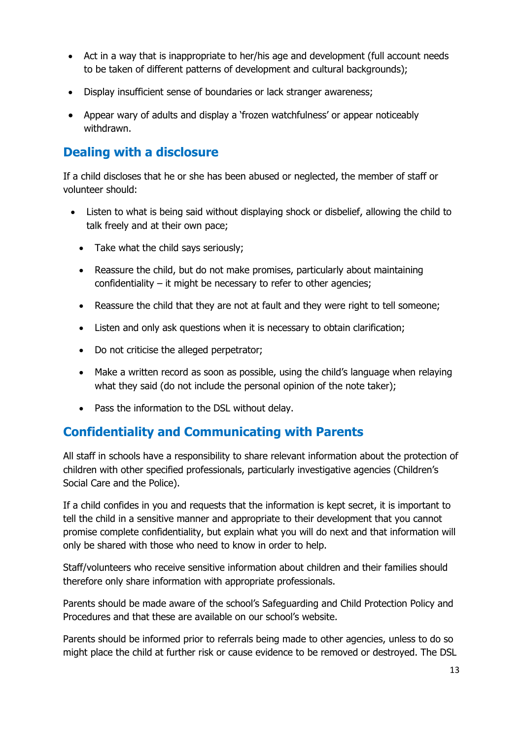- Act in a way that is inappropriate to her/his age and development (full account needs to be taken of different patterns of development and cultural backgrounds);
- Display insufficient sense of boundaries or lack stranger awareness;
- Appear wary of adults and display a 'frozen watchfulness' or appear noticeably withdrawn.

## Dealing with a disclosure

If a child discloses that he or she has been abused or neglected, the member of staff or volunteer should:

- Listen to what is being said without displaying shock or disbelief, allowing the child to talk freely and at their own pace;
- Take what the child says seriously;
- Reassure the child, but do not make promises, particularly about maintaining confidentiality – it might be necessary to refer to other agencies;
- Reassure the child that they are not at fault and they were right to tell someone;
- Listen and only ask questions when it is necessary to obtain clarification;
- Do not criticise the alleged perpetrator;
- Make a written record as soon as possible, using the child's language when relaying what they said (do not include the personal opinion of the note taker);
- Pass the information to the DSL without delay.

## Confidentiality and Communicating with Parents

All staff in schools have a responsibility to share relevant information about the protection of children with other specified professionals, particularly investigative agencies (Children's Social Care and the Police).

If a child confides in you and requests that the information is kept secret, it is important to tell the child in a sensitive manner and appropriate to their development that you cannot promise complete confidentiality, but explain what you will do next and that information will only be shared with those who need to know in order to help.

Staff/volunteers who receive sensitive information about children and their families should therefore only share information with appropriate professionals.

Parents should be made aware of the school's Safeguarding and Child Protection Policy and Procedures and that these are available on our school's website.

Parents should be informed prior to referrals being made to other agencies, unless to do so might place the child at further risk or cause evidence to be removed or destroyed. The DSL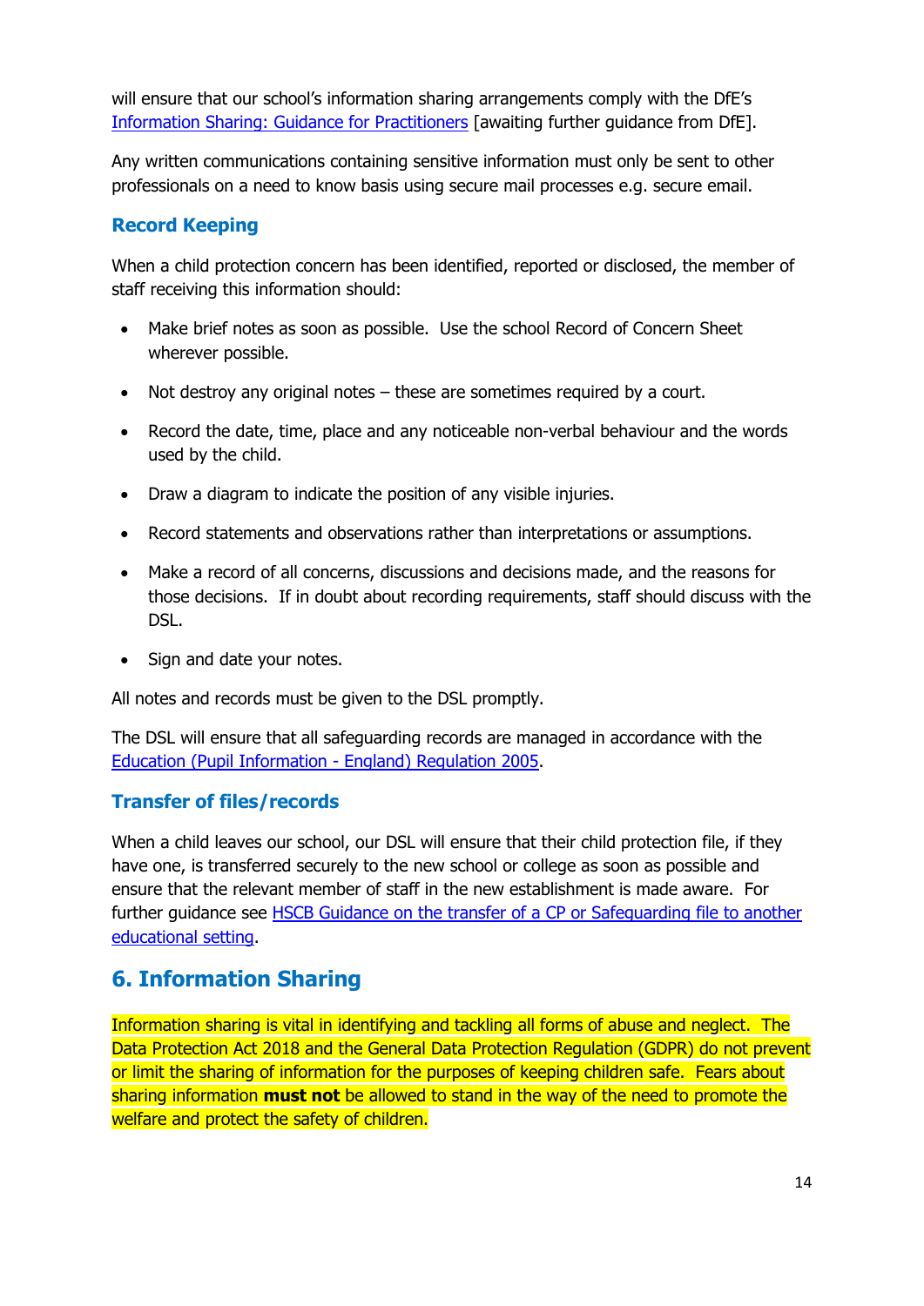will ensure that our school's information sharing arrangements comply with the DfE's [Information Sharing: Guidance for Practitioners] [awaiting further guidance from DfE].

Any written communications containing sensitive information must only be sent to other professionals on a need to know basis using secure mail processes e.g. secure email.

### Record Keeping

When a child protection concern has been identified, reported or disclosed, the member of staff receiving this information should:

- Make brief notes as soon as possible. Use the school Record of Concern Sheet wherever possible.
- Not destroy any original notes – these are sometimes required by a court.
- Record the date, time, place and any noticeable non-verbal behaviour and the words used by the child.
- Draw a diagram to indicate the position of any visible injuries.
- Record statements and observations rather than interpretations or assumptions.
- Make a record of all concerns, discussions and decisions made, and the reasons for those decisions. If in doubt about recording requirements, staff should discuss with the DSL.
- Sign and date your notes.

All notes and records must be given to the DSL promptly.

The DSL will ensure that all safeguarding records are managed in accordance with the Education (Pupil Information - England) Regulation 2005.

### Transfer of files/records

When a child leaves our school, our DSL will ensure that their child protection file, if they have one, is transferred securely to the new school or college as soon as possible and ensure that the relevant member of staff in the new establishment is made aware. For further guidance see HSCB Guidance on the transfer of a CP or Safeguarding file to another educational setting.

## 6. Information Sharing

Information sharing is vital in identifying and tackling all forms of abuse and neglect. The Data Protection Act 2018 and the General Data Protection Regulation (GDPR) do not prevent or limit the sharing of information for the purposes of keeping children safe. Fears about sharing information **must not** be allowed to stand in the way of the need to promote the welfare and protect the safety of children.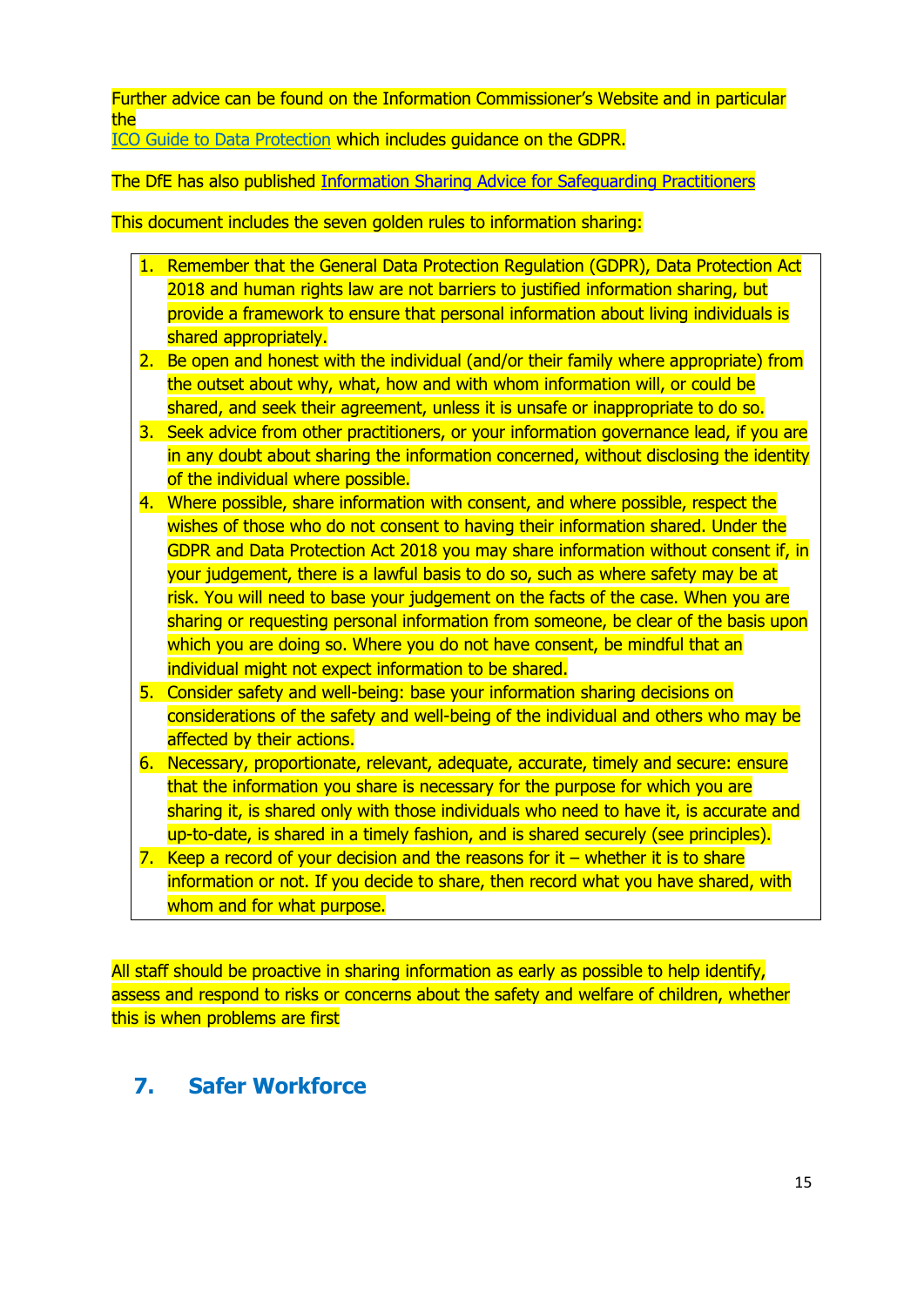Further advice can be found on the Information Commissioner's Website and in particular the
[ICO Guide to Data Protection] which includes guidance on the GDPR.

The DfE has also published [Information Sharing Advice for Safeguarding Practitioners]

This document includes the seven golden rules to information sharing:

1. Remember that the General Data Protection Regulation (GDPR), Data Protection Act 2018 and human rights law are not barriers to justified information sharing, but provide a framework to ensure that personal information about living individuals is shared appropriately.
2. Be open and honest with the individual (and/or their family where appropriate) from the outset about why, what, how and with whom information will, or could be shared, and seek their agreement, unless it is unsafe or inappropriate to do so.
3. Seek advice from other practitioners, or your information governance lead, if you are in any doubt about sharing the information concerned, without disclosing the identity of the individual where possible.
4. Where possible, share information with consent, and where possible, respect the wishes of those who do not consent to having their information shared. Under the GDPR and Data Protection Act 2018 you may share information without consent if, in your judgement, there is a lawful basis to do so, such as where safety may be at risk. You will need to base your judgement on the facts of the case. When you are sharing or requesting personal information from someone, be clear of the basis upon which you are doing so. Where you do not have consent, be mindful that an individual might not expect information to be shared.
5. Consider safety and well-being: base your information sharing decisions on considerations of the safety and well-being of the individual and others who may be affected by their actions.
6. Necessary, proportionate, relevant, adequate, accurate, timely and secure: ensure that the information you share is necessary for the purpose for which you are sharing it, is shared only with those individuals who need to have it, is accurate and up-to-date, is shared in a timely fashion, and is shared securely (see principles).
7. Keep a record of your decision and the reasons for it – whether it is to share information or not. If you decide to share, then record what you have shared, with whom and for what purpose.

All staff should be proactive in sharing information as early as possible to help identify, assess and respond to risks or concerns about the safety and welfare of children, whether this is when problems are first

## 7. Safer Workforce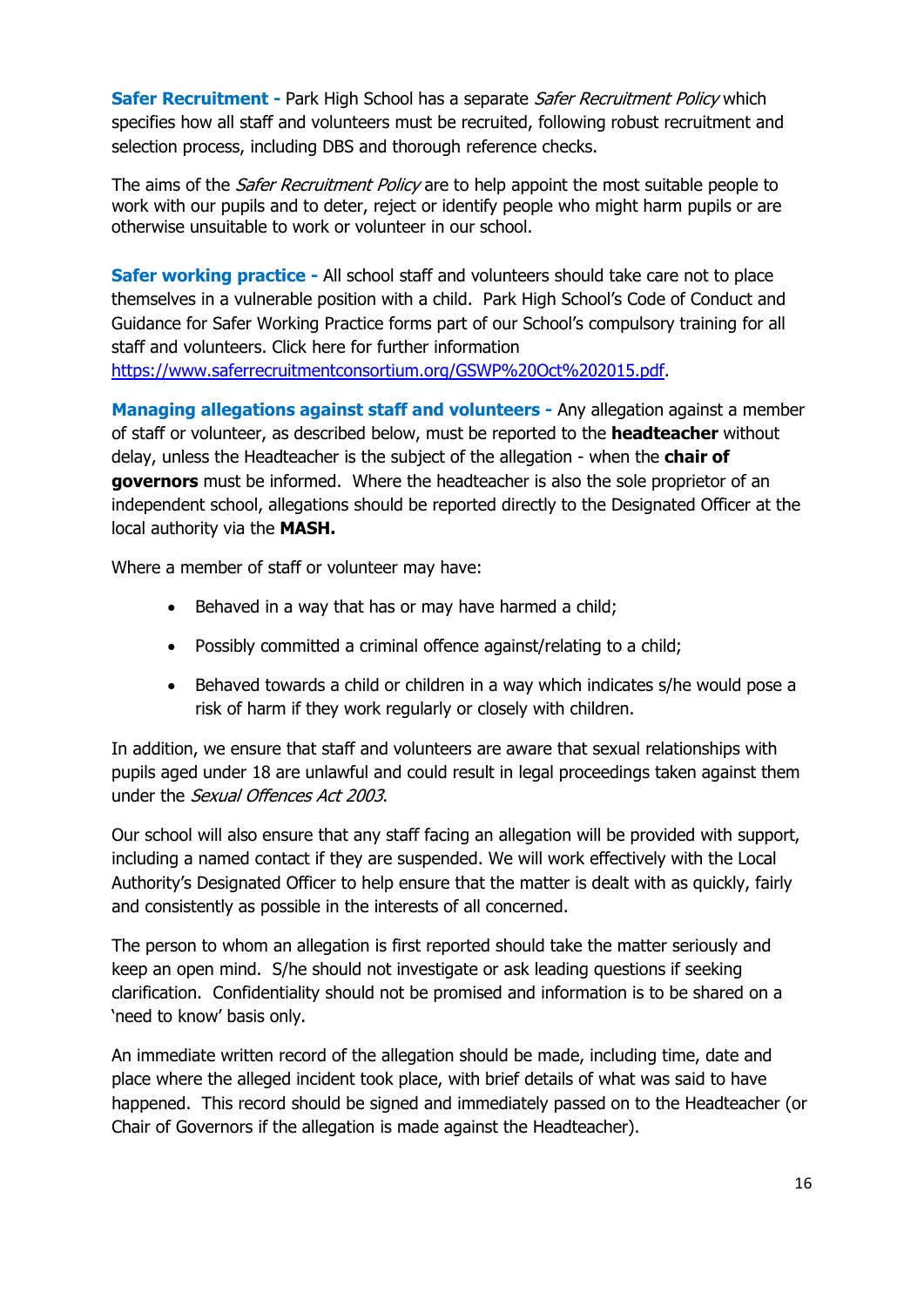**Safer Recruitment -** Park High School has a separate *Safer Recruitment Policy* which specifies how all staff and volunteers must be recruited, following robust recruitment and selection process, including DBS and thorough reference checks.

The aims of the *Safer Recruitment Policy* are to help appoint the most suitable people to work with our pupils and to deter, reject or identify people who might harm pupils or are otherwise unsuitable to work or volunteer in our school.

**Safer working practice -** All school staff and volunteers should take care not to place themselves in a vulnerable position with a child. Park High School's Code of Conduct and Guidance for Safer Working Practice forms part of our School's compulsory training for all staff and volunteers. Click here for further information [https://www.saferrecruitmentconsortium.org/GSWP%20Oct%202015.pdf](https://www.saferrecruitmentconsortium.org/GSWP%20Oct%202015.pdf).

**Managing allegations against staff and volunteers -** Any allegation against a member of staff or volunteer, as described below, must be reported to the **headteacher** without delay, unless the Headteacher is the subject of the allegation - when the **chair of governors** must be informed. Where the headteacher is also the sole proprietor of an independent school, allegations should be reported directly to the Designated Officer at the local authority via the **MASH.**

Where a member of staff or volunteer may have:

- Behaved in a way that has or may have harmed a child;
- Possibly committed a criminal offence against/relating to a child;
- Behaved towards a child or children in a way which indicates s/he would pose a risk of harm if they work regularly or closely with children.

In addition, we ensure that staff and volunteers are aware that sexual relationships with pupils aged under 18 are unlawful and could result in legal proceedings taken against them under the *Sexual Offences Act 2003*.

Our school will also ensure that any staff facing an allegation will be provided with support, including a named contact if they are suspended. We will work effectively with the Local Authority's Designated Officer to help ensure that the matter is dealt with as quickly, fairly and consistently as possible in the interests of all concerned.

The person to whom an allegation is first reported should take the matter seriously and keep an open mind. S/he should not investigate or ask leading questions if seeking clarification. Confidentiality should not be promised and information is to be shared on a 'need to know' basis only.

An immediate written record of the allegation should be made, including time, date and place where the alleged incident took place, with brief details of what was said to have happened. This record should be signed and immediately passed on to the Headteacher (or Chair of Governors if the allegation is made against the Headteacher).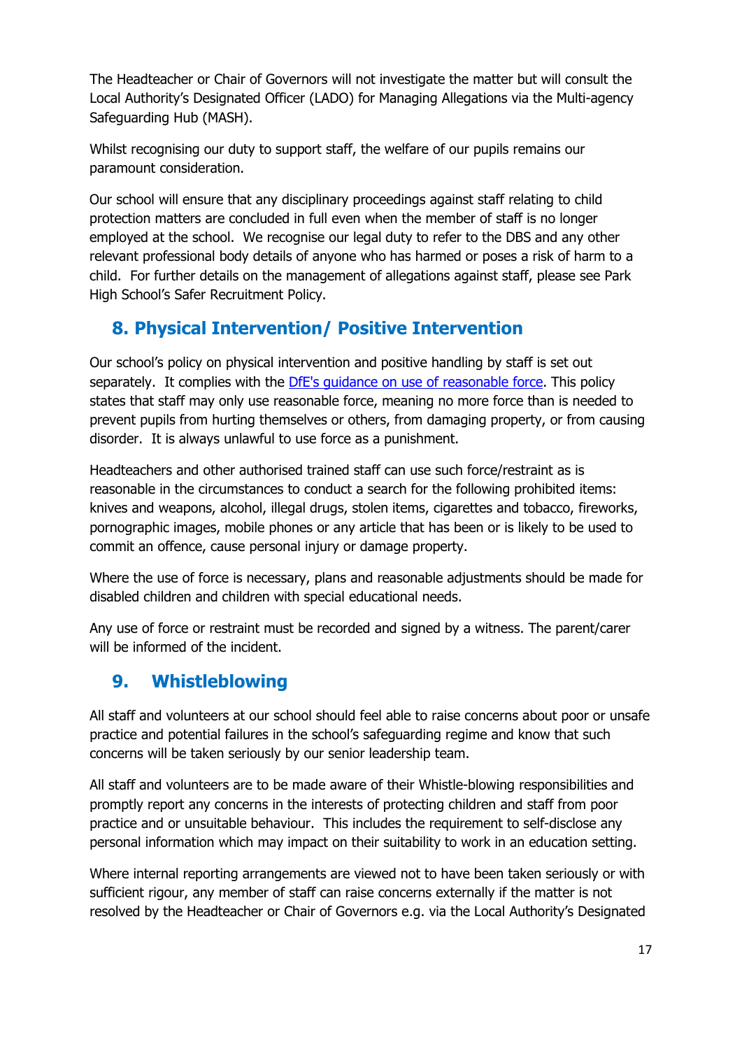The Headteacher or Chair of Governors will not investigate the matter but will consult the Local Authority's Designated Officer (LADO) for Managing Allegations via the Multi-agency Safeguarding Hub (MASH).

Whilst recognising our duty to support staff, the welfare of our pupils remains our paramount consideration.

Our school will ensure that any disciplinary proceedings against staff relating to child protection matters are concluded in full even when the member of staff is no longer employed at the school. We recognise our legal duty to refer to the DBS and any other relevant professional body details of anyone who has harmed or poses a risk of harm to a child. For further details on the management of allegations against staff, please see Park High School's Safer Recruitment Policy.

## 8. Physical Intervention/ Positive Intervention

Our school's policy on physical intervention and positive handling by staff is set out separately. It complies with the DfE's guidance on use of reasonable force. This policy states that staff may only use reasonable force, meaning no more force than is needed to prevent pupils from hurting themselves or others, from damaging property, or from causing disorder. It is always unlawful to use force as a punishment.

Headteachers and other authorised trained staff can use such force/restraint as is reasonable in the circumstances to conduct a search for the following prohibited items: knives and weapons, alcohol, illegal drugs, stolen items, cigarettes and tobacco, fireworks, pornographic images, mobile phones or any article that has been or is likely to be used to commit an offence, cause personal injury or damage property.

Where the use of force is necessary, plans and reasonable adjustments should be made for disabled children and children with special educational needs.

Any use of force or restraint must be recorded and signed by a witness. The parent/carer will be informed of the incident.

## 9. Whistleblowing

All staff and volunteers at our school should feel able to raise concerns about poor or unsafe practice and potential failures in the school's safeguarding regime and know that such concerns will be taken seriously by our senior leadership team.

All staff and volunteers are to be made aware of their Whistle-blowing responsibilities and promptly report any concerns in the interests of protecting children and staff from poor practice and or unsuitable behaviour. This includes the requirement to self-disclose any personal information which may impact on their suitability to work in an education setting.

Where internal reporting arrangements are viewed not to have been taken seriously or with sufficient rigour, any member of staff can raise concerns externally if the matter is not resolved by the Headteacher or Chair of Governors e.g. via the Local Authority's Designated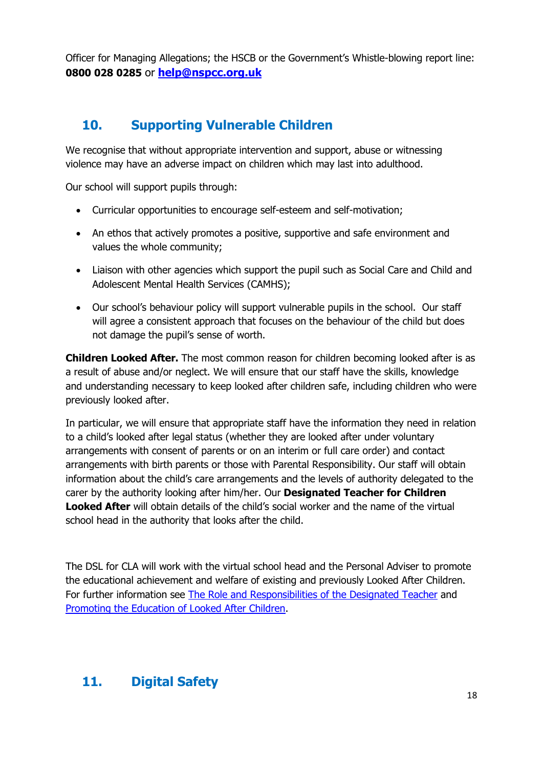Officer for Managing Allegations; the HSCB or the Government's Whistle-blowing report line: **0800 028 0285** or **help@nspcc.org.uk**

## 10. Supporting Vulnerable Children

We recognise that without appropriate intervention and support, abuse or witnessing violence may have an adverse impact on children which may last into adulthood.

Our school will support pupils through:

- Curricular opportunities to encourage self-esteem and self-motivation;
- An ethos that actively promotes a positive, supportive and safe environment and values the whole community;
- Liaison with other agencies which support the pupil such as Social Care and Child and Adolescent Mental Health Services (CAMHS);
- Our school's behaviour policy will support vulnerable pupils in the school. Our staff will agree a consistent approach that focuses on the behaviour of the child but does not damage the pupil's sense of worth.

**Children Looked After.** The most common reason for children becoming looked after is as a result of abuse and/or neglect. We will ensure that our staff have the skills, knowledge and understanding necessary to keep looked after children safe, including children who were previously looked after.

In particular, we will ensure that appropriate staff have the information they need in relation to a child's looked after legal status (whether they are looked after under voluntary arrangements with consent of parents or on an interim or full care order) and contact arrangements with birth parents or those with Parental Responsibility. Our staff will obtain information about the child's care arrangements and the levels of authority delegated to the carer by the authority looking after him/her. Our **Designated Teacher for Children Looked After** will obtain details of the child's social worker and the name of the virtual school head in the authority that looks after the child.

The DSL for CLA will work with the virtual school head and the Personal Adviser to promote the educational achievement and welfare of existing and previously Looked After Children. For further information see The Role and Responsibilities of the Designated Teacher and Promoting the Education of Looked After Children.

## 11. Digital Safety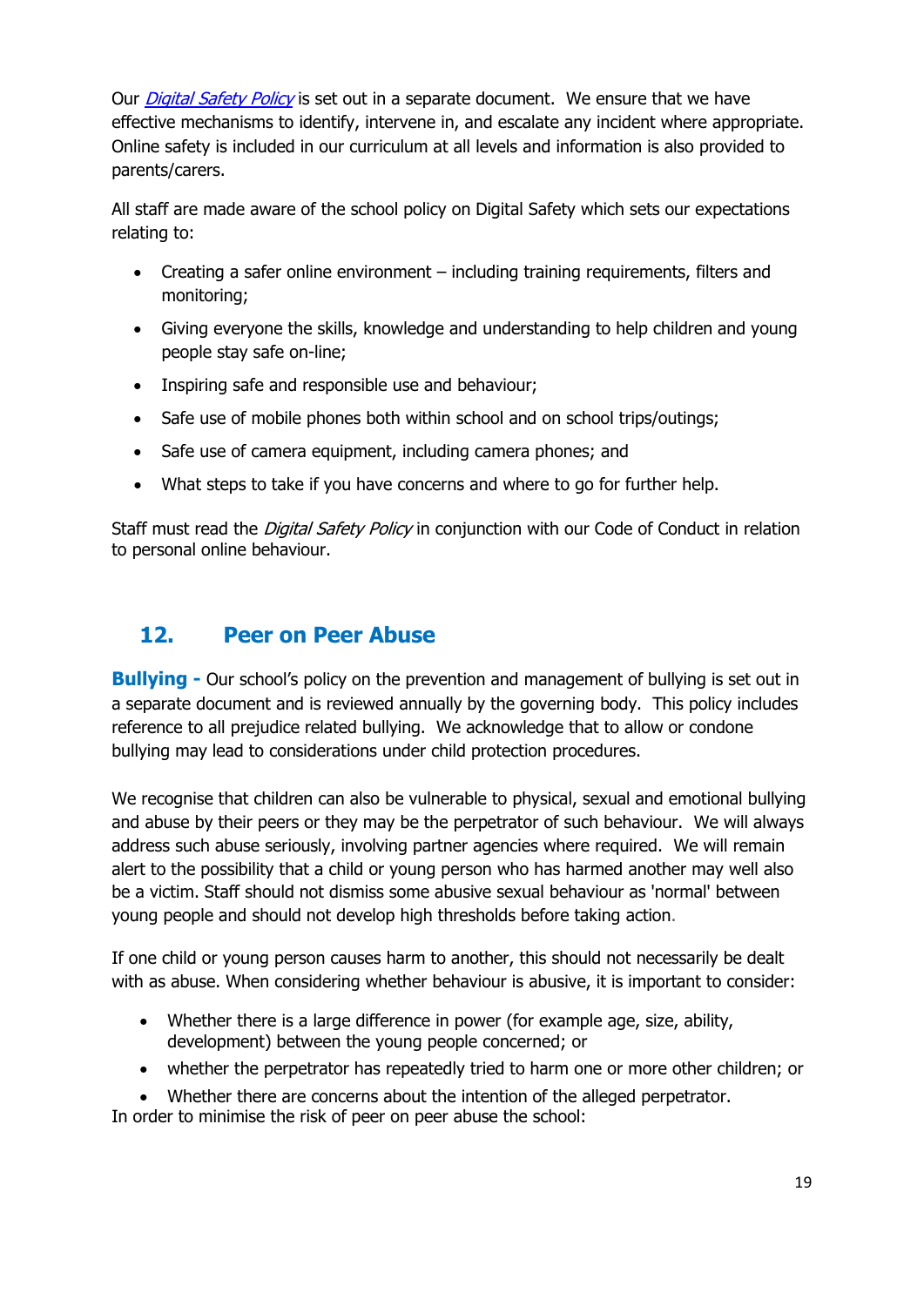Our *Digital Safety Policy* is set out in a separate document. We ensure that we have effective mechanisms to identify, intervene in, and escalate any incident where appropriate. Online safety is included in our curriculum at all levels and information is also provided to parents/carers.

All staff are made aware of the school policy on Digital Safety which sets our expectations relating to:

- Creating a safer online environment – including training requirements, filters and monitoring;
- Giving everyone the skills, knowledge and understanding to help children and young people stay safe on-line;
- Inspiring safe and responsible use and behaviour;
- Safe use of mobile phones both within school and on school trips/outings;
- Safe use of camera equipment, including camera phones; and
- What steps to take if you have concerns and where to go for further help.

Staff must read the *Digital Safety Policy* in conjunction with our Code of Conduct in relation to personal online behaviour.

## 12. Peer on Peer Abuse

**Bullying -** Our school's policy on the prevention and management of bullying is set out in a separate document and is reviewed annually by the governing body. This policy includes reference to all prejudice related bullying. We acknowledge that to allow or condone bullying may lead to considerations under child protection procedures.

We recognise that children can also be vulnerable to physical, sexual and emotional bullying and abuse by their peers or they may be the perpetrator of such behaviour. We will always address such abuse seriously, involving partner agencies where required. We will remain alert to the possibility that a child or young person who has harmed another may well also be a victim. Staff should not dismiss some abusive sexual behaviour as 'normal' between young people and should not develop high thresholds before taking action.

If one child or young person causes harm to another, this should not necessarily be dealt with as abuse. When considering whether behaviour is abusive, it is important to consider:

- Whether there is a large difference in power (for example age, size, ability, development) between the young people concerned; or
- whether the perpetrator has repeatedly tried to harm one or more other children; or
- Whether there are concerns about the intention of the alleged perpetrator.

In order to minimise the risk of peer on peer abuse the school: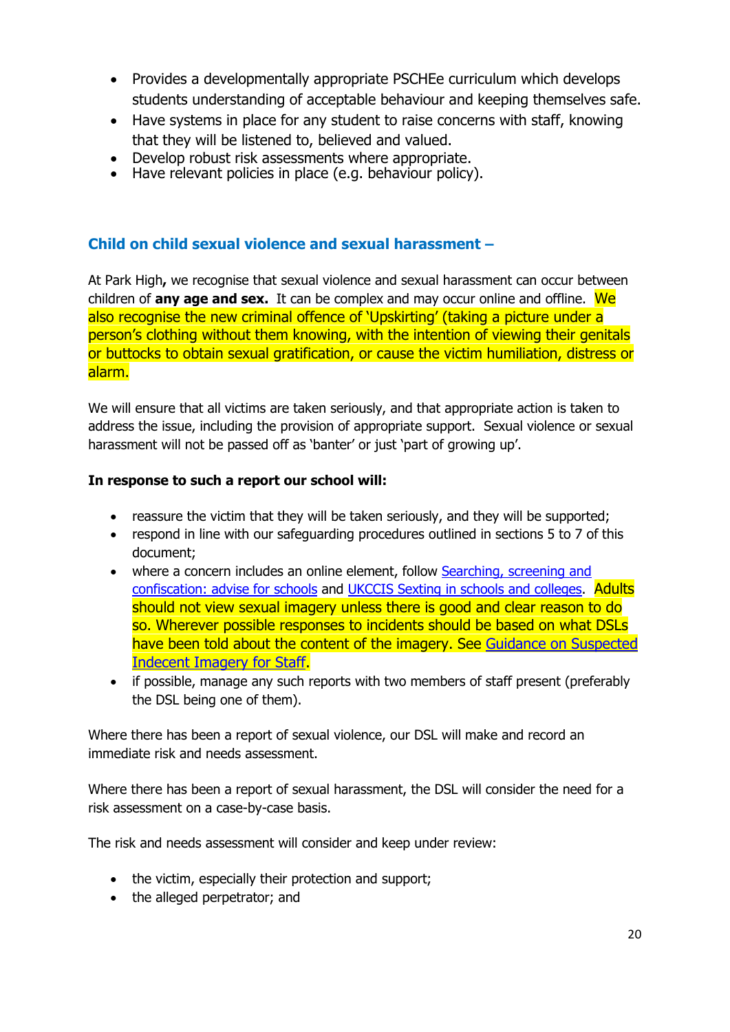- Provides a developmentally appropriate PSCHEe curriculum which develops students understanding of acceptable behaviour and keeping themselves safe.
- Have systems in place for any student to raise concerns with staff, knowing that they will be listened to, believed and valued.
- Develop robust risk assessments where appropriate.
- Have relevant policies in place (e.g. behaviour policy).

## Child on child sexual violence and sexual harassment –

At Park High**,** we recognise that sexual violence and sexual harassment can occur between children of **any age and sex.** It can be complex and may occur online and offline. We also recognise the new criminal offence of 'Upskirting' (taking a picture under a person's clothing without them knowing, with the intention of viewing their genitals or buttocks to obtain sexual gratification, or cause the victim humiliation, distress or alarm.

We will ensure that all victims are taken seriously, and that appropriate action is taken to address the issue, including the provision of appropriate support. Sexual violence or sexual harassment will not be passed off as 'banter' or just 'part of growing up'.

**In response to such a report our school will:**

- reassure the victim that they will be taken seriously, and they will be supported;
- respond in line with our safeguarding procedures outlined in sections 5 to 7 of this document;
- where a concern includes an online element, follow Searching, screening and confiscation: advise for schools and UKCCIS Sexting in schools and colleges. Adults should not view sexual imagery unless there is good and clear reason to do so. Wherever possible responses to incidents should be based on what DSLs have been told about the content of the imagery. See Guidance on Suspected Indecent Imagery for Staff.
- if possible, manage any such reports with two members of staff present (preferably the DSL being one of them).

Where there has been a report of sexual violence, our DSL will make and record an immediate risk and needs assessment.

Where there has been a report of sexual harassment, the DSL will consider the need for a risk assessment on a case-by-case basis.

The risk and needs assessment will consider and keep under review:

- the victim, especially their protection and support;
- the alleged perpetrator; and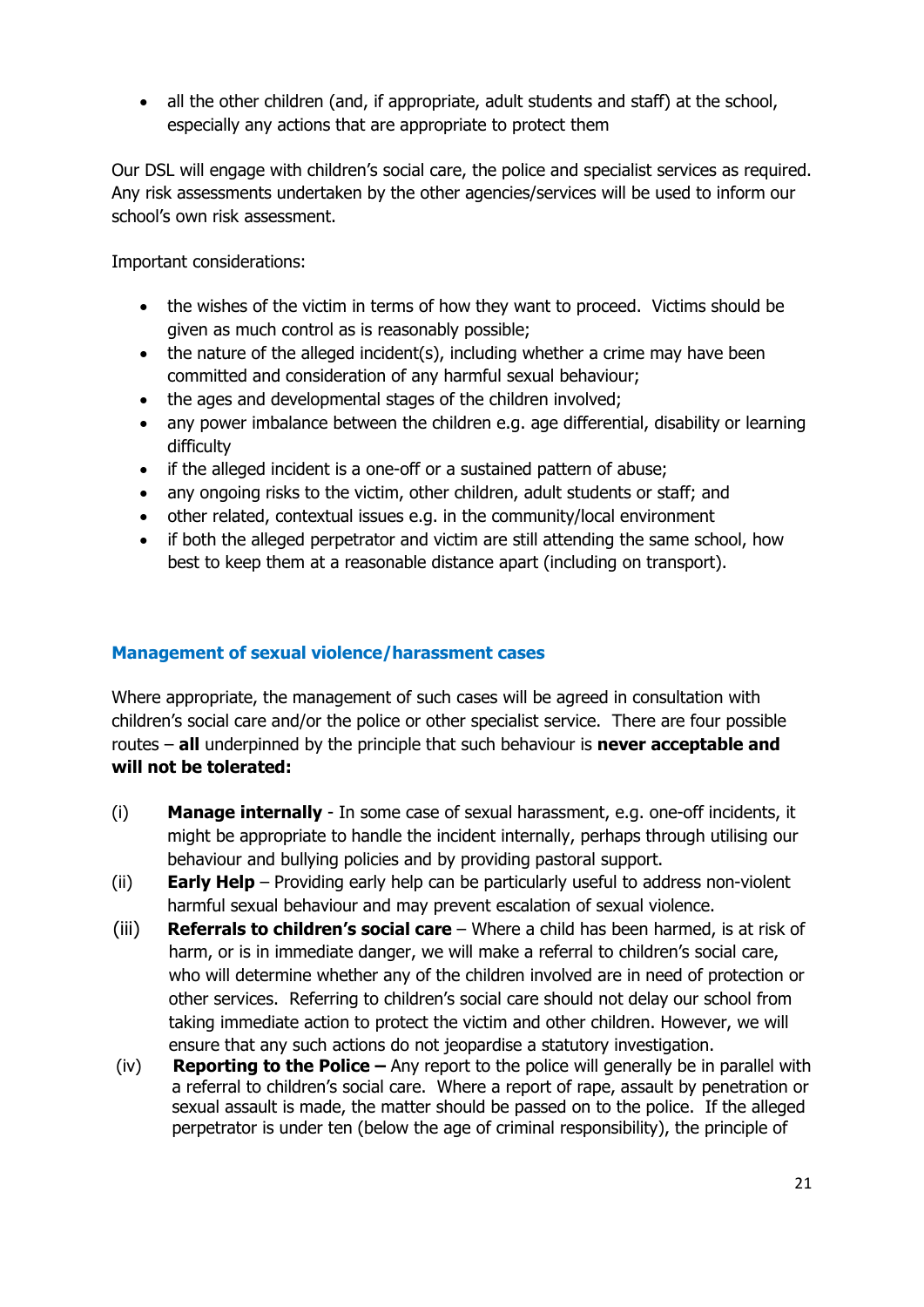- all the other children (and, if appropriate, adult students and staff) at the school, especially any actions that are appropriate to protect them

Our DSL will engage with children's social care, the police and specialist services as required. Any risk assessments undertaken by the other agencies/services will be used to inform our school's own risk assessment.

Important considerations:

- the wishes of the victim in terms of how they want to proceed. Victims should be given as much control as is reasonably possible;
- the nature of the alleged incident(s), including whether a crime may have been committed and consideration of any harmful sexual behaviour;
- the ages and developmental stages of the children involved;
- any power imbalance between the children e.g. age differential, disability or learning difficulty
- if the alleged incident is a one-off or a sustained pattern of abuse;
- any ongoing risks to the victim, other children, adult students or staff; and
- other related, contextual issues e.g. in the community/local environment
- if both the alleged perpetrator and victim are still attending the same school, how best to keep them at a reasonable distance apart (including on transport).

### Management of sexual violence/harassment cases

Where appropriate, the management of such cases will be agreed in consultation with children's social care and/or the police or other specialist service. There are four possible routes – **all** underpinned by the principle that such behaviour is **never acceptable and will not be tolerated:**

(i) **Manage internally** - In some case of sexual harassment, e.g. one-off incidents, it might be appropriate to handle the incident internally, perhaps through utilising our behaviour and bullying policies and by providing pastoral support.

(ii) **Early Help** – Providing early help can be particularly useful to address non-violent harmful sexual behaviour and may prevent escalation of sexual violence.

(iii) **Referrals to children's social care** – Where a child has been harmed, is at risk of harm, or is in immediate danger, we will make a referral to children's social care, who will determine whether any of the children involved are in need of protection or other services. Referring to children's social care should not delay our school from taking immediate action to protect the victim and other children. However, we will ensure that any such actions do not jeopardise a statutory investigation.

(iv) **Reporting to the Police –** Any report to the police will generally be in parallel with a referral to children's social care. Where a report of rape, assault by penetration or sexual assault is made, the matter should be passed on to the police. If the alleged perpetrator is under ten (below the age of criminal responsibility), the principle of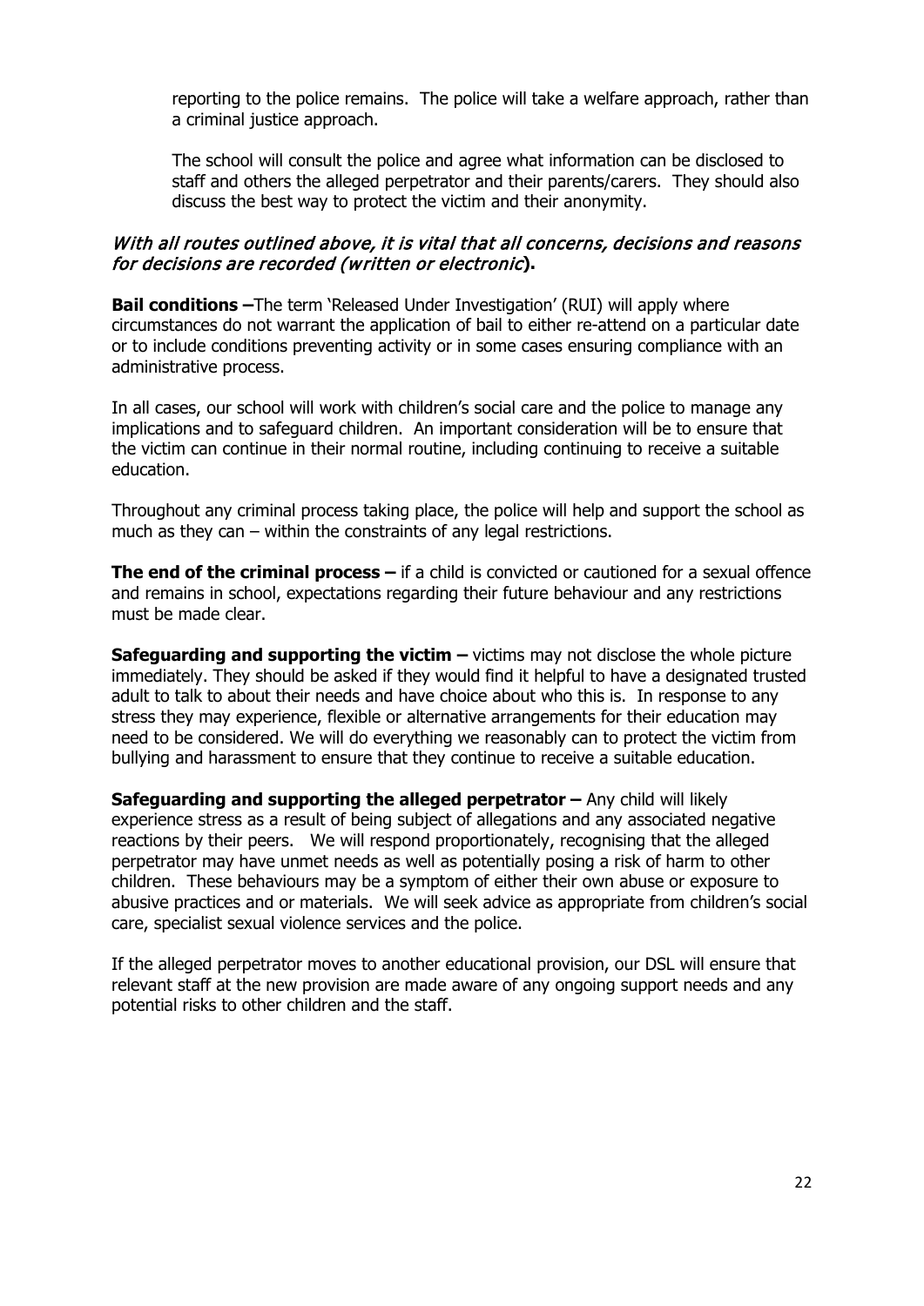reporting to the police remains. The police will take a welfare approach, rather than a criminal justice approach.

The school will consult the police and agree what information can be disclosed to staff and others the alleged perpetrator and their parents/carers. They should also discuss the best way to protect the victim and their anonymity.

***With all routes outlined above, it is vital that all concerns, decisions and reasons for decisions are recorded (written or electronic).***

**Bail conditions –**The term 'Released Under Investigation' (RUI) will apply where circumstances do not warrant the application of bail to either re-attend on a particular date or to include conditions preventing activity or in some cases ensuring compliance with an administrative process.

In all cases, our school will work with children's social care and the police to manage any implications and to safeguard children. An important consideration will be to ensure that the victim can continue in their normal routine, including continuing to receive a suitable education.

Throughout any criminal process taking place, the police will help and support the school as much as they can – within the constraints of any legal restrictions.

**The end of the criminal process –** if a child is convicted or cautioned for a sexual offence and remains in school, expectations regarding their future behaviour and any restrictions must be made clear.

**Safeguarding and supporting the victim –** victims may not disclose the whole picture immediately. They should be asked if they would find it helpful to have a designated trusted adult to talk to about their needs and have choice about who this is. In response to any stress they may experience, flexible or alternative arrangements for their education may need to be considered. We will do everything we reasonably can to protect the victim from bullying and harassment to ensure that they continue to receive a suitable education.

**Safeguarding and supporting the alleged perpetrator –** Any child will likely experience stress as a result of being subject of allegations and any associated negative reactions by their peers. We will respond proportionately, recognising that the alleged perpetrator may have unmet needs as well as potentially posing a risk of harm to other children. These behaviours may be a symptom of either their own abuse or exposure to abusive practices and or materials. We will seek advice as appropriate from children's social care, specialist sexual violence services and the police.

If the alleged perpetrator moves to another educational provision, our DSL will ensure that relevant staff at the new provision are made aware of any ongoing support needs and any potential risks to other children and the staff.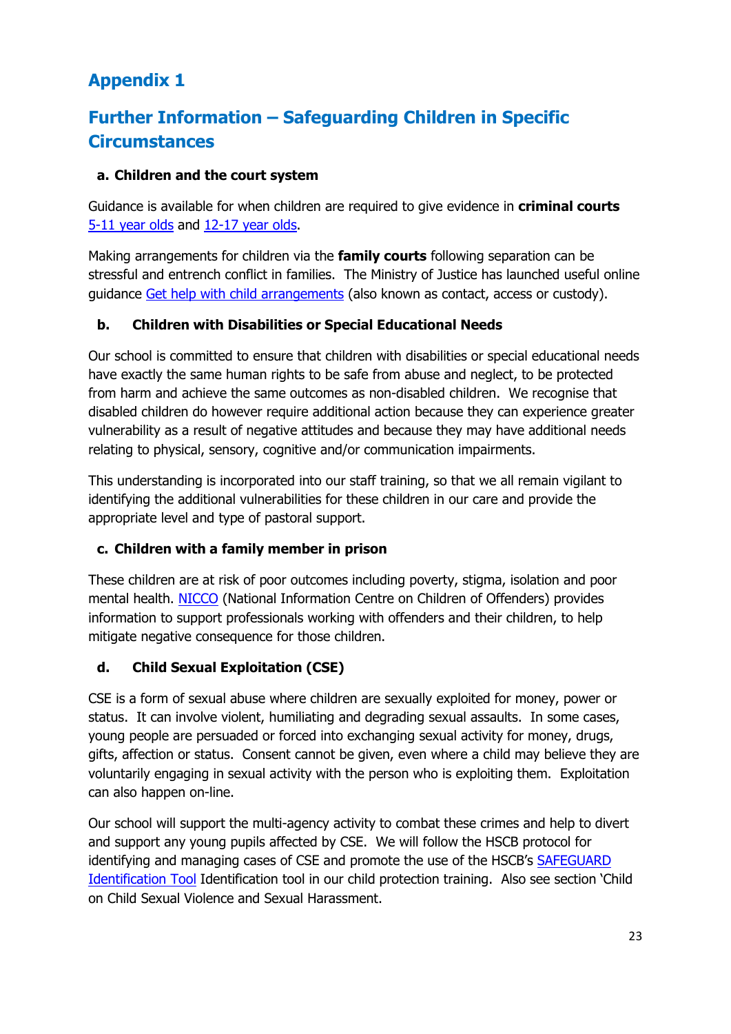## Appendix 1

## Further Information – Safeguarding Children in Specific Circumstances

**a. Children and the court system**

Guidance is available for when children are required to give evidence in **criminal courts** 5-11 year olds and 12-17 year olds.

Making arrangements for children via the **family courts** following separation can be stressful and entrench conflict in families. The Ministry of Justice has launched useful online guidance Get help with child arrangements (also known as contact, access or custody).

**b. Children with Disabilities or Special Educational Needs**

Our school is committed to ensure that children with disabilities or special educational needs have exactly the same human rights to be safe from abuse and neglect, to be protected from harm and achieve the same outcomes as non-disabled children. We recognise that disabled children do however require additional action because they can experience greater vulnerability as a result of negative attitudes and because they may have additional needs relating to physical, sensory, cognitive and/or communication impairments.

This understanding is incorporated into our staff training, so that we all remain vigilant to identifying the additional vulnerabilities for these children in our care and provide the appropriate level and type of pastoral support.

**c. Children with a family member in prison**

These children are at risk of poor outcomes including poverty, stigma, isolation and poor mental health. NICCO (National Information Centre on Children of Offenders) provides information to support professionals working with offenders and their children, to help mitigate negative consequence for those children.

**d. Child Sexual Exploitation (CSE)**

CSE is a form of sexual abuse where children are sexually exploited for money, power or status. It can involve violent, humiliating and degrading sexual assaults. In some cases, young people are persuaded or forced into exchanging sexual activity for money, drugs, gifts, affection or status. Consent cannot be given, even where a child may believe they are voluntarily engaging in sexual activity with the person who is exploiting them. Exploitation can also happen on-line.

Our school will support the multi-agency activity to combat these crimes and help to divert and support any young pupils affected by CSE. We will follow the HSCB protocol for identifying and managing cases of CSE and promote the use of the HSCB's SAFEGUARD Identification Tool Identification tool in our child protection training. Also see section 'Child on Child Sexual Violence and Sexual Harassment.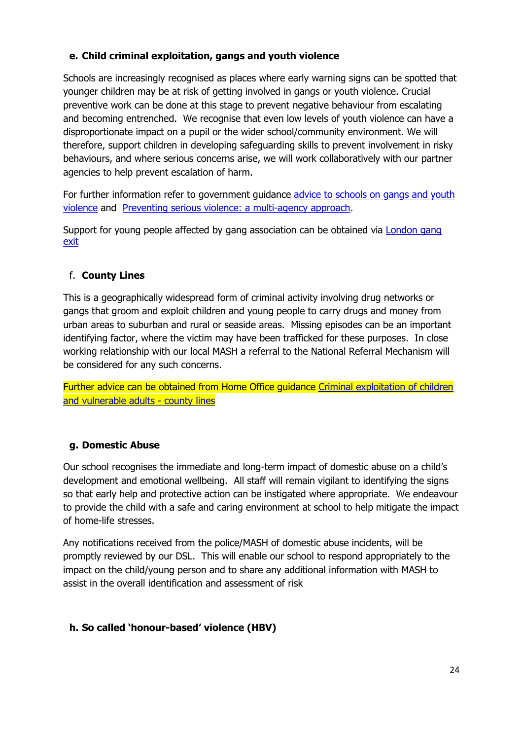### e. Child criminal exploitation, gangs and youth violence

Schools are increasingly recognised as places where early warning signs can be spotted that younger children may be at risk of getting involved in gangs or youth violence. Crucial preventive work can be done at this stage to prevent negative behaviour from escalating and becoming entrenched. We recognise that even low levels of youth violence can have a disproportionate impact on a pupil or the wider school/community environment. We will therefore, support children in developing safeguarding skills to prevent involvement in risky behaviours, and where serious concerns arise, we will work collaboratively with our partner agencies to help prevent escalation of harm.

For further information refer to government guidance advice to schools on gangs and youth violence and Preventing serious violence: a multi-agency approach.

Support for young people affected by gang association can be obtained via London gang exit

### f. County Lines

This is a geographically widespread form of criminal activity involving drug networks or gangs that groom and exploit children and young people to carry drugs and money from urban areas to suburban and rural or seaside areas. Missing episodes can be an important identifying factor, where the victim may have been trafficked for these purposes. In close working relationship with our local MASH a referral to the National Referral Mechanism will be considered for any such concerns.

Further advice can be obtained from Home Office guidance Criminal exploitation of children and vulnerable adults - county lines

### g. Domestic Abuse

Our school recognises the immediate and long-term impact of domestic abuse on a child's development and emotional wellbeing. All staff will remain vigilant to identifying the signs so that early help and protective action can be instigated where appropriate. We endeavour to provide the child with a safe and caring environment at school to help mitigate the impact of home-life stresses.

Any notifications received from the police/MASH of domestic abuse incidents, will be promptly reviewed by our DSL. This will enable our school to respond appropriately to the impact on the child/young person and to share any additional information with MASH to assist in the overall identification and assessment of risk

### h. So called 'honour-based' violence (HBV)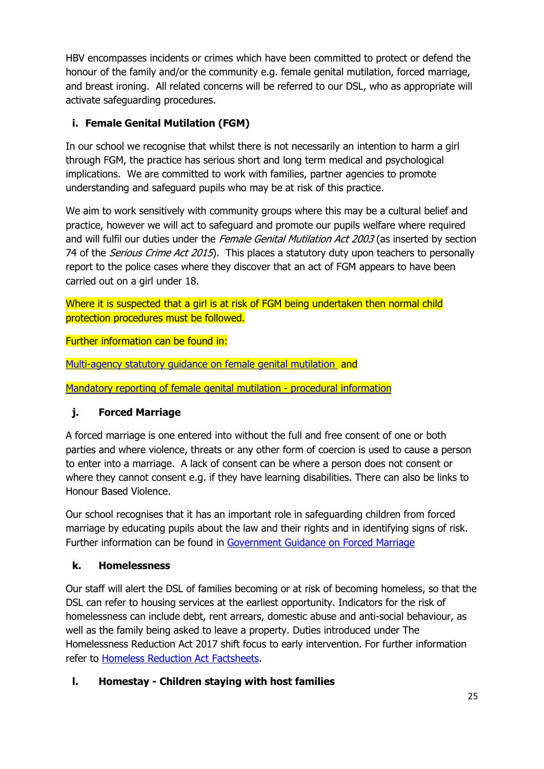HBV encompasses incidents or crimes which have been committed to protect or defend the honour of the family and/or the community e.g. female genital mutilation, forced marriage, and breast ironing. All related concerns will be referred to our DSL, who as appropriate will activate safeguarding procedures.

### i. Female Genital Mutilation (FGM)

In our school we recognise that whilst there is not necessarily an intention to harm a girl through FGM, the practice has serious short and long term medical and psychological implications. We are committed to work with families, partner agencies to promote understanding and safeguard pupils who may be at risk of this practice.

We aim to work sensitively with community groups where this may be a cultural belief and practice, however we will act to safeguard and promote our pupils welfare where required and will fulfil our duties under the *Female Genital Mutilation Act 2003* (as inserted by section 74 of the *Serious Crime Act 2015*). This places a statutory duty upon teachers to personally report to the police cases where they discover that an act of FGM appears to have been carried out on a girl under 18.

Where it is suspected that a girl is at risk of FGM being undertaken then normal child protection procedures must be followed.

Further information can be found in:

Multi-agency statutory guidance on female genital mutilation and

Mandatory reporting of female genital mutilation - procedural information

### j. Forced Marriage

A forced marriage is one entered into without the full and free consent of one or both parties and where violence, threats or any other form of coercion is used to cause a person to enter into a marriage. A lack of consent can be where a person does not consent or where they cannot consent e.g. if they have learning disabilities. There can also be links to Honour Based Violence.

Our school recognises that it has an important role in safeguarding children from forced marriage by educating pupils about the law and their rights and in identifying signs of risk. Further information can be found in Government Guidance on Forced Marriage

### k. Homelessness

Our staff will alert the DSL of families becoming or at risk of becoming homeless, so that the DSL can refer to housing services at the earliest opportunity. Indicators for the risk of homelessness can include debt, rent arrears, domestic abuse and anti-social behaviour, as well as the family being asked to leave a property. Duties introduced under The Homelessness Reduction Act 2017 shift focus to early intervention. For further information refer to Homeless Reduction Act Factsheets.

### l. Homestay - Children staying with host families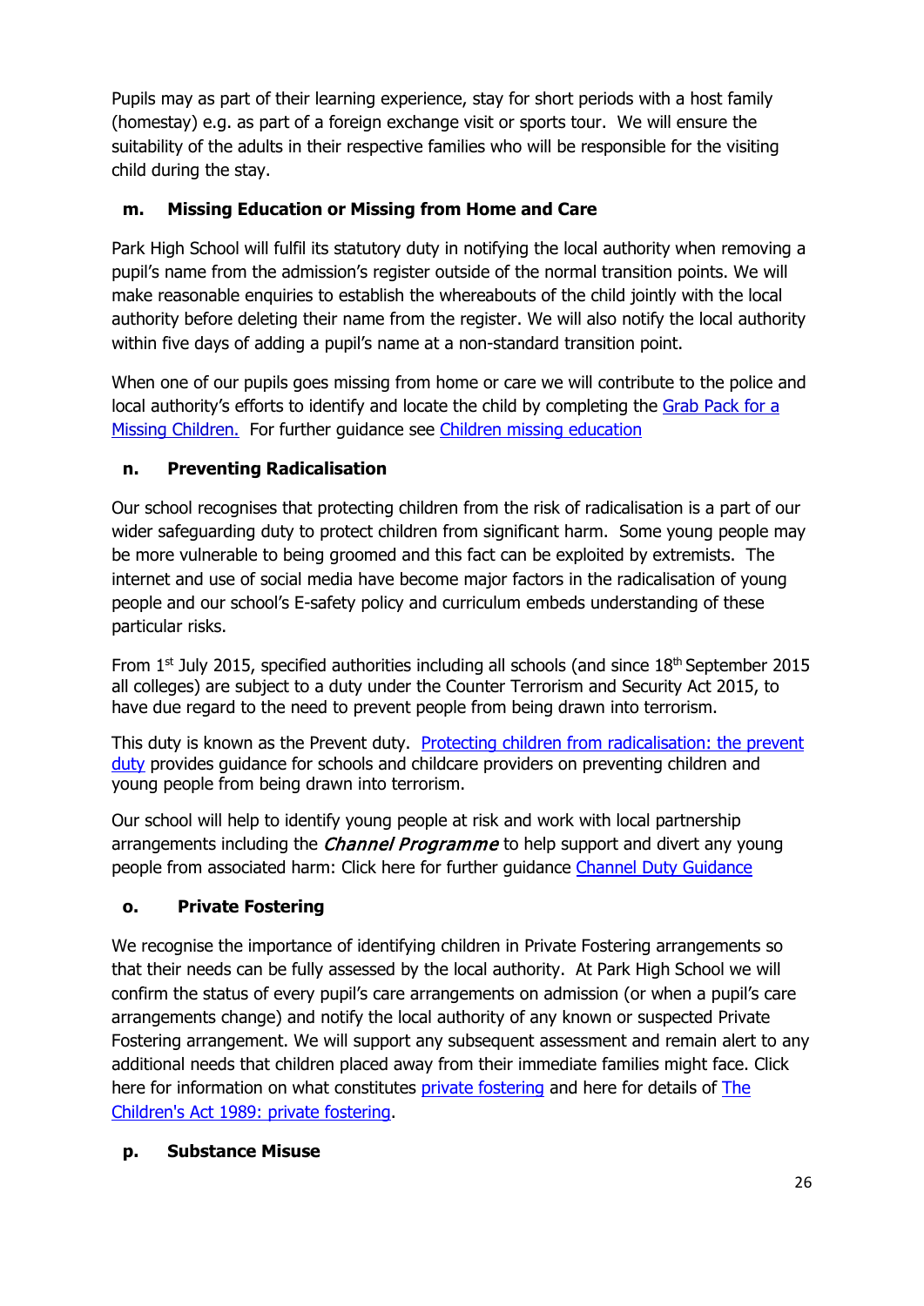Pupils may as part of their learning experience, stay for short periods with a host family (homestay) e.g. as part of a foreign exchange visit or sports tour. We will ensure the suitability of the adults in their respective families who will be responsible for the visiting child during the stay.

### m. Missing Education or Missing from Home and Care

Park High School will fulfil its statutory duty in notifying the local authority when removing a pupil's name from the admission's register outside of the normal transition points. We will make reasonable enquiries to establish the whereabouts of the child jointly with the local authority before deleting their name from the register. We will also notify the local authority within five days of adding a pupil's name at a non-standard transition point.

When one of our pupils goes missing from home or care we will contribute to the police and local authority's efforts to identify and locate the child by completing the Grab Pack for a Missing Children. For further guidance see Children missing education

### n. Preventing Radicalisation

Our school recognises that protecting children from the risk of radicalisation is a part of our wider safeguarding duty to protect children from significant harm. Some young people may be more vulnerable to being groomed and this fact can be exploited by extremists. The internet and use of social media have become major factors in the radicalisation of young people and our school's E-safety policy and curriculum embeds understanding of these particular risks.

From 1st July 2015, specified authorities including all schools (and since 18th September 2015 all colleges) are subject to a duty under the Counter Terrorism and Security Act 2015, to have due regard to the need to prevent people from being drawn into terrorism.

This duty is known as the Prevent duty. Protecting children from radicalisation: the prevent duty provides guidance for schools and childcare providers on preventing children and young people from being drawn into terrorism.

Our school will help to identify young people at risk and work with local partnership arrangements including the *Channel Programme* to help support and divert any young people from associated harm: Click here for further guidance Channel Duty Guidance

### o. Private Fostering

We recognise the importance of identifying children in Private Fostering arrangements so that their needs can be fully assessed by the local authority. At Park High School we will confirm the status of every pupil's care arrangements on admission (or when a pupil's care arrangements change) and notify the local authority of any known or suspected Private Fostering arrangement. We will support any subsequent assessment and remain alert to any additional needs that children placed away from their immediate families might face. Click here for information on what constitutes private fostering and here for details of The Children's Act 1989: private fostering.

### p. Substance Misuse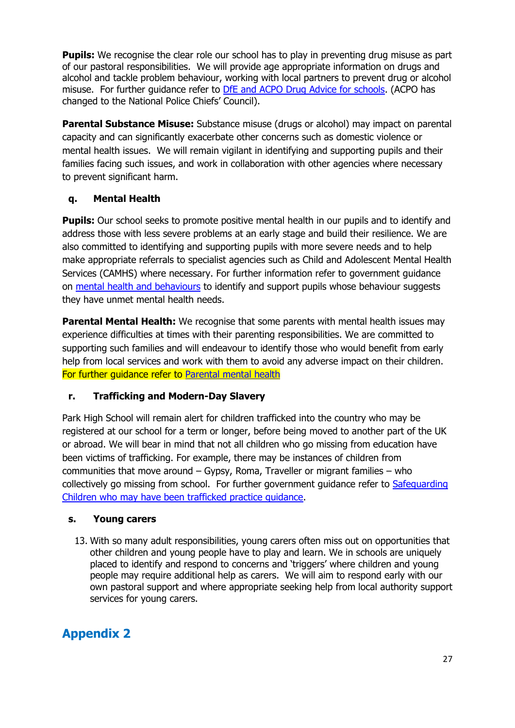**Pupils:** We recognise the clear role our school has to play in preventing drug misuse as part of our pastoral responsibilities. We will provide age appropriate information on drugs and alcohol and tackle problem behaviour, working with local partners to prevent drug or alcohol misuse. For further guidance refer to [DfE and ACPO Drug Advice for schools](). (ACPO has changed to the National Police Chiefs' Council).

**Parental Substance Misuse:** Substance misuse (drugs or alcohol) may impact on parental capacity and can significantly exacerbate other concerns such as domestic violence or mental health issues. We will remain vigilant in identifying and supporting pupils and their families facing such issues, and work in collaboration with other agencies where necessary to prevent significant harm.

### q. Mental Health

**Pupils:** Our school seeks to promote positive mental health in our pupils and to identify and address those with less severe problems at an early stage and build their resilience. We are also committed to identifying and supporting pupils with more severe needs and to help make appropriate referrals to specialist agencies such as Child and Adolescent Mental Health Services (CAMHS) where necessary. For further information refer to government guidance on [mental health and behaviours]() to identify and support pupils whose behaviour suggests they have unmet mental health needs.

**Parental Mental Health:** We recognise that some parents with mental health issues may experience difficulties at times with their parenting responsibilities. We are committed to supporting such families and will endeavour to identify those who would benefit from early help from local services and work with them to avoid any adverse impact on their children. For further guidance refer to [Parental mental health]()

### r. Trafficking and Modern-Day Slavery

Park High School will remain alert for children trafficked into the country who may be registered at our school for a term or longer, before being moved to another part of the UK or abroad. We will bear in mind that not all children who go missing from education have been victims of trafficking. For example, there may be instances of children from communities that move around – Gypsy, Roma, Traveller or migrant families – who collectively go missing from school. For further government guidance refer to [Safeguarding Children who may have been trafficked practice guidance]().

### s. Young carers

13. With so many adult responsibilities, young carers often miss out on opportunities that other children and young people have to play and learn. We in schools are uniquely placed to identify and respond to concerns and 'triggers' where children and young people may require additional help as carers. We will aim to respond early with our own pastoral support and where appropriate seeking help from local authority support services for young carers.

## Appendix 2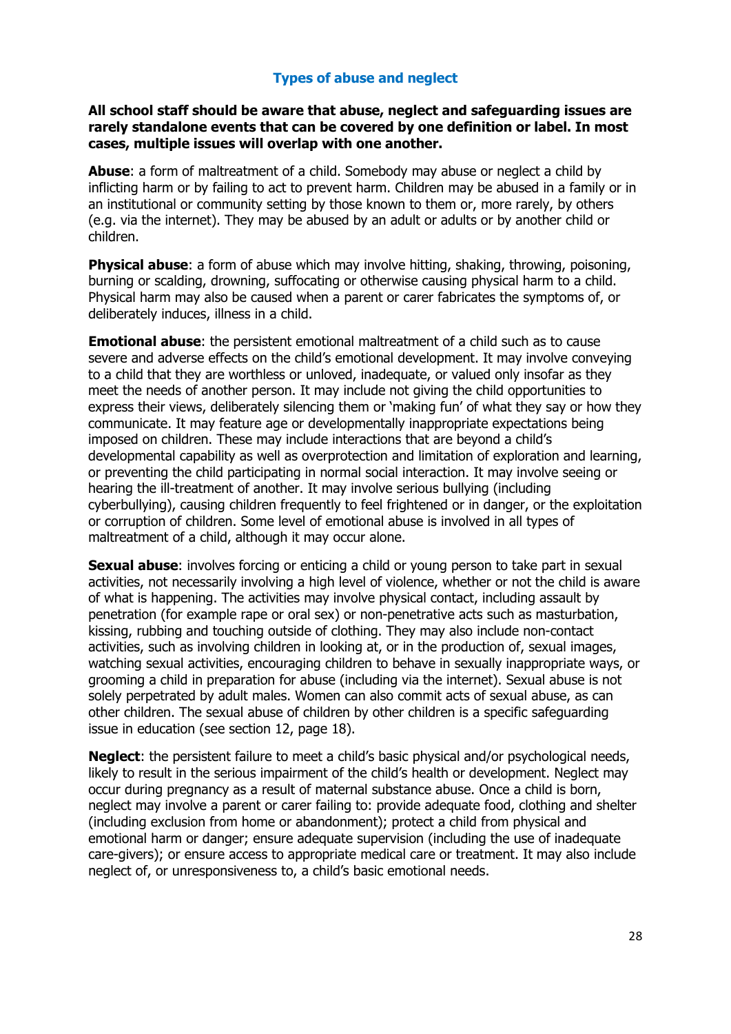## Types of abuse and neglect

**All school staff should be aware that abuse, neglect and safeguarding issues are rarely standalone events that can be covered by one definition or label. In most cases, multiple issues will overlap with one another.**

**Abuse**: a form of maltreatment of a child. Somebody may abuse or neglect a child by inflicting harm or by failing to act to prevent harm. Children may be abused in a family or in an institutional or community setting by those known to them or, more rarely, by others (e.g. via the internet). They may be abused by an adult or adults or by another child or children.

**Physical abuse**: a form of abuse which may involve hitting, shaking, throwing, poisoning, burning or scalding, drowning, suffocating or otherwise causing physical harm to a child. Physical harm may also be caused when a parent or carer fabricates the symptoms of, or deliberately induces, illness in a child.

**Emotional abuse**: the persistent emotional maltreatment of a child such as to cause severe and adverse effects on the child's emotional development. It may involve conveying to a child that they are worthless or unloved, inadequate, or valued only insofar as they meet the needs of another person. It may include not giving the child opportunities to express their views, deliberately silencing them or 'making fun' of what they say or how they communicate. It may feature age or developmentally inappropriate expectations being imposed on children. These may include interactions that are beyond a child's developmental capability as well as overprotection and limitation of exploration and learning, or preventing the child participating in normal social interaction. It may involve seeing or hearing the ill-treatment of another. It may involve serious bullying (including cyberbullying), causing children frequently to feel frightened or in danger, or the exploitation or corruption of children. Some level of emotional abuse is involved in all types of maltreatment of a child, although it may occur alone.

**Sexual abuse**: involves forcing or enticing a child or young person to take part in sexual activities, not necessarily involving a high level of violence, whether or not the child is aware of what is happening. The activities may involve physical contact, including assault by penetration (for example rape or oral sex) or non-penetrative acts such as masturbation, kissing, rubbing and touching outside of clothing. They may also include non-contact activities, such as involving children in looking at, or in the production of, sexual images, watching sexual activities, encouraging children to behave in sexually inappropriate ways, or grooming a child in preparation for abuse (including via the internet). Sexual abuse is not solely perpetrated by adult males. Women can also commit acts of sexual abuse, as can other children. The sexual abuse of children by other children is a specific safeguarding issue in education (see section 12, page 18).

**Neglect**: the persistent failure to meet a child's basic physical and/or psychological needs, likely to result in the serious impairment of the child's health or development. Neglect may occur during pregnancy as a result of maternal substance abuse. Once a child is born, neglect may involve a parent or carer failing to: provide adequate food, clothing and shelter (including exclusion from home or abandonment); protect a child from physical and emotional harm or danger; ensure adequate supervision (including the use of inadequate care-givers); or ensure access to appropriate medical care or treatment. It may also include neglect of, or unresponsiveness to, a child's basic emotional needs.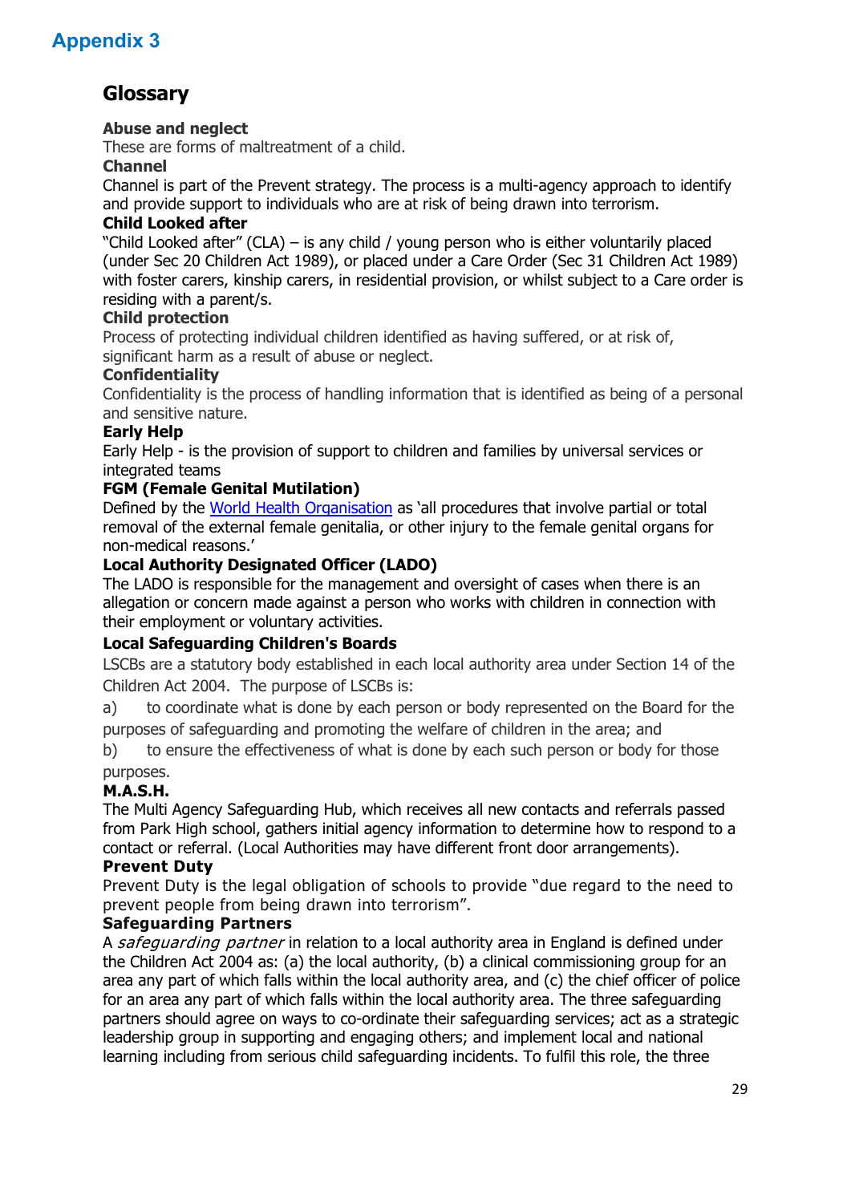# Appendix 3

## Glossary

**Abuse and neglect**
These are forms of maltreatment of a child.

**Channel**
Channel is part of the Prevent strategy. The process is a multi-agency approach to identify and provide support to individuals who are at risk of being drawn into terrorism.

**Child Looked after**
"Child Looked after" (CLA) – is any child / young person who is either voluntarily placed (under Sec 20 Children Act 1989), or placed under a Care Order (Sec 31 Children Act 1989) with foster carers, kinship carers, in residential provision, or whilst subject to a Care order is residing with a parent/s.

**Child protection**
Process of protecting individual children identified as having suffered, or at risk of, significant harm as a result of abuse or neglect.

**Confidentiality**
Confidentiality is the process of handling information that is identified as being of a personal and sensitive nature.

**Early Help**
Early Help - is the provision of support to children and families by universal services or integrated teams

**FGM (Female Genital Mutilation)**
Defined by the World Health Organisation as 'all procedures that involve partial or total removal of the external female genitalia, or other injury to the female genital organs for non-medical reasons.'

**Local Authority Designated Officer (LADO)**
The LADO is responsible for the management and oversight of cases when there is an allegation or concern made against a person who works with children in connection with their employment or voluntary activities.

**Local Safeguarding Children's Boards**
LSCBs are a statutory body established in each local authority area under Section 14 of the Children Act 2004. The purpose of LSCBs is:

a) to coordinate what is done by each person or body represented on the Board for the purposes of safeguarding and promoting the welfare of children in the area; and

b) to ensure the effectiveness of what is done by each such person or body for those purposes.

**M.A.S.H.**
The Multi Agency Safeguarding Hub, which receives all new contacts and referrals passed from Park High school, gathers initial agency information to determine how to respond to a contact or referral. (Local Authorities may have different front door arrangements).

**Prevent Duty**
Prevent Duty is the legal obligation of schools to provide "due regard to the need to prevent people from being drawn into terrorism".

**Safeguarding Partners**
A *safeguarding partner* in relation to a local authority area in England is defined under the Children Act 2004 as: (a) the local authority, (b) a clinical commissioning group for an area any part of which falls within the local authority area, and (c) the chief officer of police for an area any part of which falls within the local authority area. The three safeguarding partners should agree on ways to co-ordinate their safeguarding services; act as a strategic leadership group in supporting and engaging others; and implement local and national learning including from serious child safeguarding incidents. To fulfil this role, the three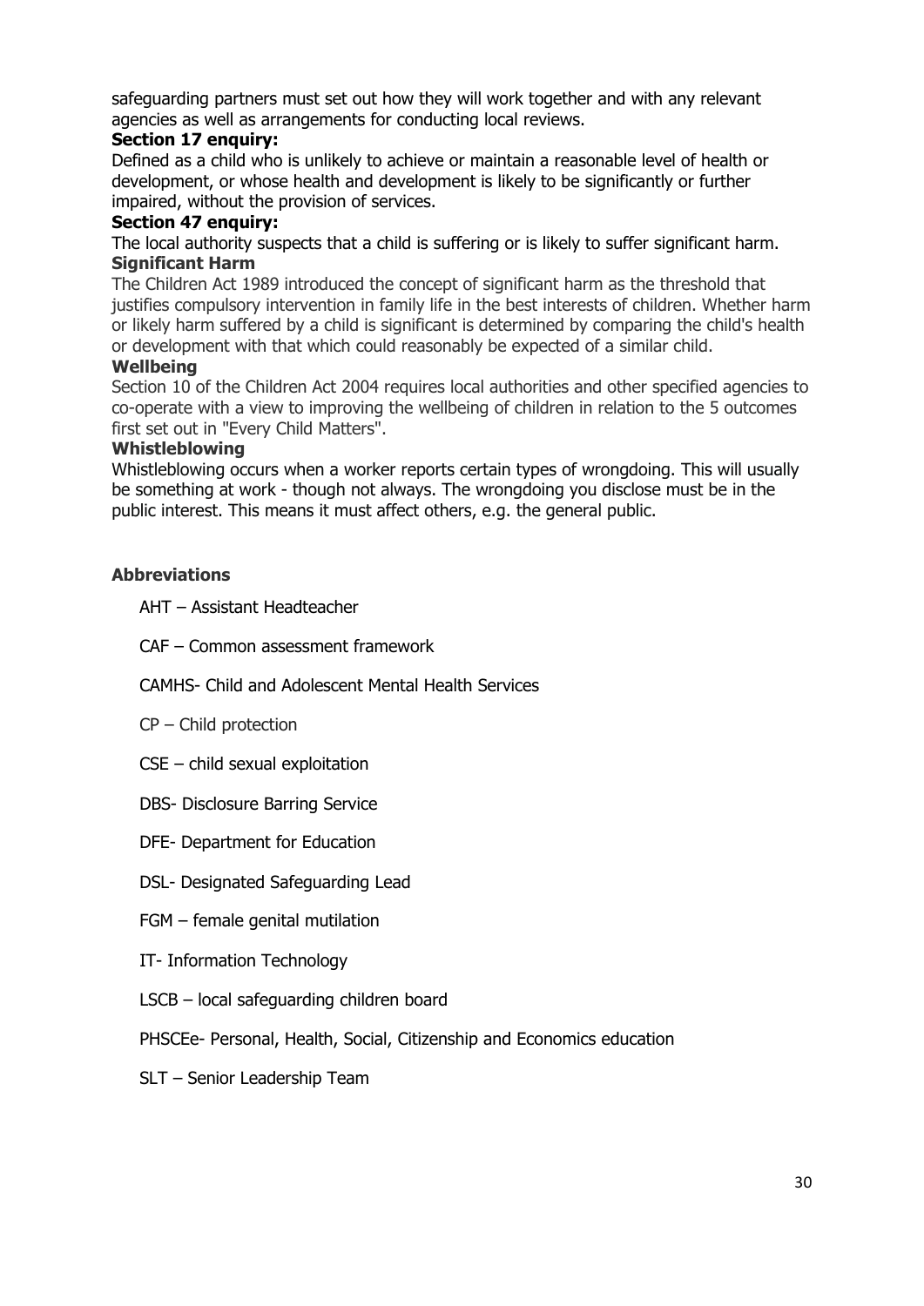safeguarding partners must set out how they will work together and with any relevant agencies as well as arrangements for conducting local reviews.

**Section 17 enquiry:**

Defined as a child who is unlikely to achieve or maintain a reasonable level of health or development, or whose health and development is likely to be significantly or further impaired, without the provision of services.

**Section 47 enquiry:**

The local authority suspects that a child is suffering or is likely to suffer significant harm.

**Significant Harm**

The Children Act 1989 introduced the concept of significant harm as the threshold that justifies compulsory intervention in family life in the best interests of children. Whether harm or likely harm suffered by a child is significant is determined by comparing the child's health or development with that which could reasonably be expected of a similar child.

**Wellbeing**

Section 10 of the Children Act 2004 requires local authorities and other specified agencies to co-operate with a view to improving the wellbeing of children in relation to the 5 outcomes first set out in "Every Child Matters".

**Whistleblowing**

Whistleblowing occurs when a worker reports certain types of wrongdoing. This will usually be something at work - though not always. The wrongdoing you disclose must be in the public interest. This means it must affect others, e.g. the general public.

**Abbreviations**

AHT – Assistant Headteacher

CAF – Common assessment framework

CAMHS- Child and Adolescent Mental Health Services

CP – Child protection

CSE – child sexual exploitation

DBS- Disclosure Barring Service

DFE- Department for Education

DSL- Designated Safeguarding Lead

FGM – female genital mutilation

IT- Information Technology

LSCB – local safeguarding children board

PHSCEe- Personal, Health, Social, Citizenship and Economics education

SLT – Senior Leadership Team